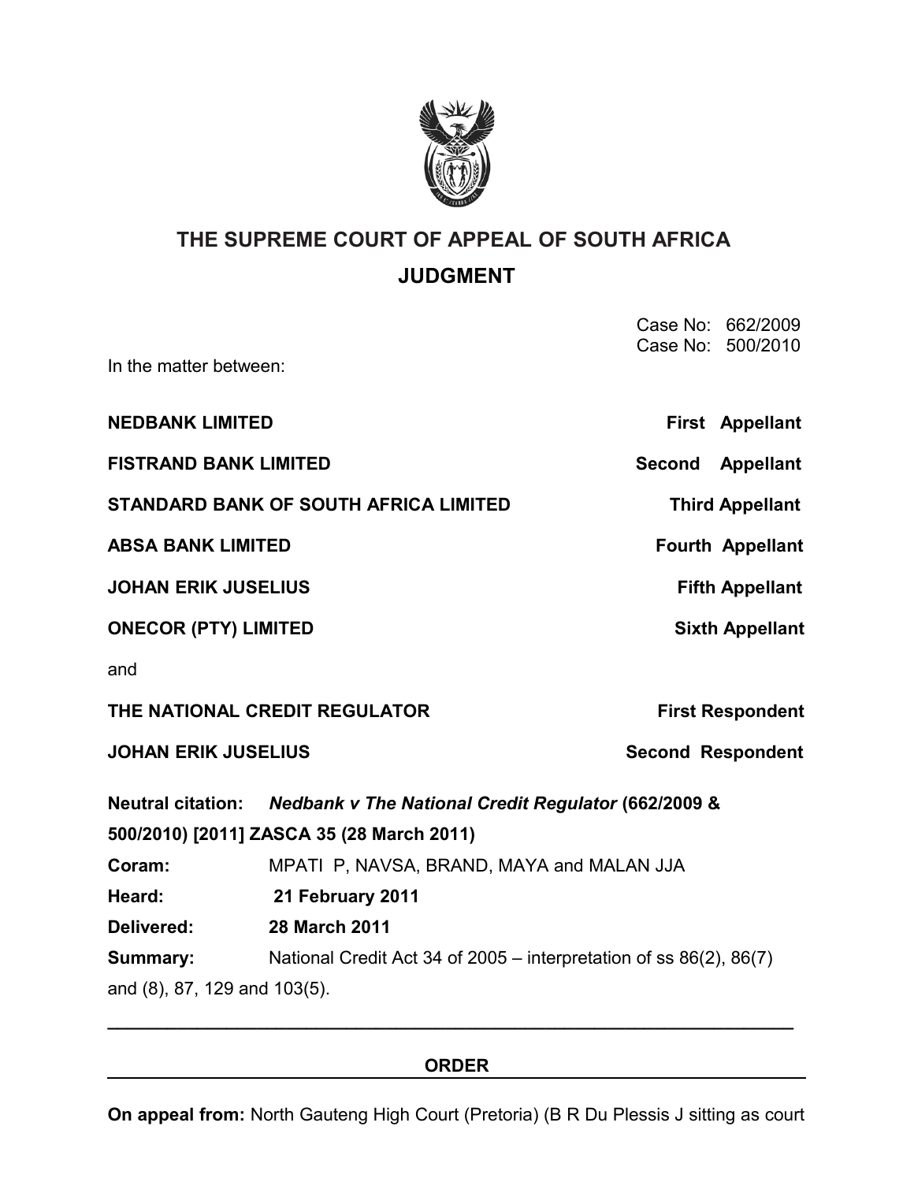# THE SUPREME COURT OF APPEAL OF SOUTH AFRICA

## JUDGMENT

Case No: 662/2009
Case No: 500/2010

In the matter between:

| | |
|---|---|
| **NEDBANK LIMITED** | **First Appellant** |
| **FISTRAND BANK LIMITED** | **Second Appellant** |
| **STANDARD BANK OF SOUTH AFRICA LIMITED** | **Third Appellant** |
| **ABSA BANK LIMITED** | **Fourth Appellant** |
| **JOHAN ERIK JUSELIUS** | **Fifth Appellant** |
| **ONECOR (PTY) LIMITED** | **Sixth Appellant** |

and

| | |
|---|---|
| **THE NATIONAL CREDIT REGULATOR** | **First Respondent** |
| **JOHAN ERIK JUSELIUS** | **Second Respondent** |

**Neutral citation:** ***Nedbank v The National Credit Regulator*** **(662/2009 & 500/2010) [2011] ZASCA 35 (28 March 2011)**

**Coram:** MPATI P, NAVSA, BRAND, MAYA and MALAN JJA

**Heard:** **21 February 2011**

**Delivered:** **28 March 2011**

**Summary:** National Credit Act 34 of 2005 – interpretation of ss 86(2), 86(7) and (8), 87, 129 and 103(5).

---

## ORDER

**On appeal from:** North Gauteng High Court (Pretoria) (B R Du Plessis J sitting as court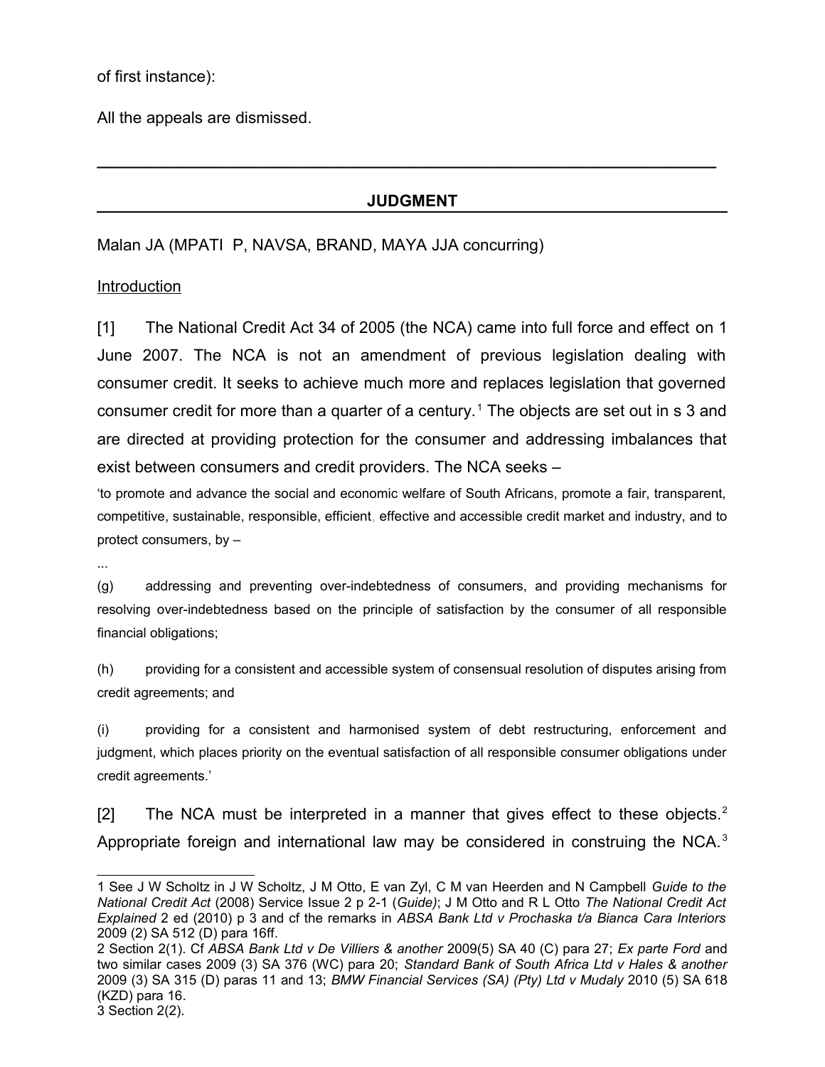of first instance):

All the appeals are dismissed.

---

## JUDGMENT

Malan JA (MPATI P, NAVSA, BRAND, MAYA JJA concurring)

Introduction

[1] The National Credit Act 34 of 2005 (the NCA) came into full force and effect on 1 June 2007. The NCA is not an amendment of previous legislation dealing with consumer credit. It seeks to achieve much more and replaces legislation that governed consumer credit for more than a quarter of a century.[1] The objects are set out in s 3 and are directed at providing protection for the consumer and addressing imbalances that exist between consumers and credit providers. The NCA seeks –

'to promote and advance the social and economic welfare of South Africans, promote a fair, transparent, competitive, sustainable, responsible, efficient, effective and accessible credit market and industry, and to protect consumers, by –

...

(g) addressing and preventing over-indebtedness of consumers, and providing mechanisms for resolving over-indebtedness based on the principle of satisfaction by the consumer of all responsible financial obligations;

(h) providing for a consistent and accessible system of consensual resolution of disputes arising from credit agreements; and

(i) providing for a consistent and harmonised system of debt restructuring, enforcement and judgment, which places priority on the eventual satisfaction of all responsible consumer obligations under credit agreements.'

[2] The NCA must be interpreted in a manner that gives effect to these objects.[2] Appropriate foreign and international law may be considered in construing the NCA.[3]

---

1 See J W Scholtz in J W Scholtz, J M Otto, E van Zyl, C M van Heerden and N Campbell *Guide to the National Credit Act* (2008) Service Issue 2 p 2-1 (*Guide)*; J M Otto and R L Otto *The National Credit Act Explained* 2 ed (2010) p 3 and cf the remarks in *ABSA Bank Ltd v Prochaska t/a Bianca Cara Interiors* 2009 (2) SA 512 (D) para 16ff.

2 Section 2(1). Cf *ABSA Bank Ltd v De Villiers & another* 2009(5) SA 40 (C) para 27; *Ex parte Ford* and two similar cases 2009 (3) SA 376 (WC) para 20; *Standard Bank of South Africa Ltd v Hales & another* 2009 (3) SA 315 (D) paras 11 and 13; *BMW Financial Services (SA) (Pty) Ltd v Mudaly* 2010 (5) SA 618 (KZD) para 16.

3 Section 2(2).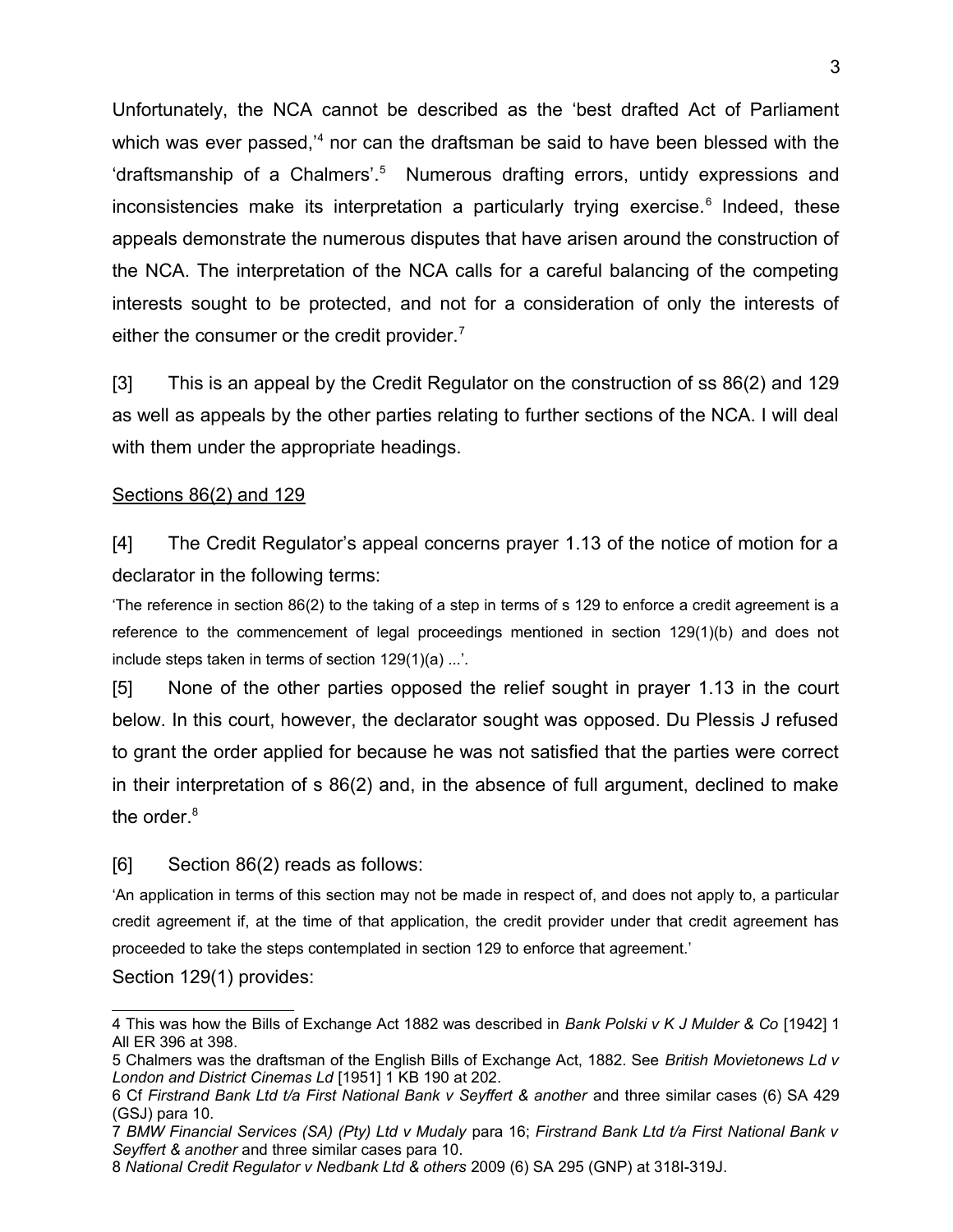Unfortunately, the NCA cannot be described as the 'best drafted Act of Parliament which was ever passed,'[4] nor can the draftsman be said to have been blessed with the 'draftsmanship of a Chalmers'.[5] Numerous drafting errors, untidy expressions and inconsistencies make its interpretation a particularly trying exercise.[6] Indeed, these appeals demonstrate the numerous disputes that have arisen around the construction of the NCA. The interpretation of the NCA calls for a careful balancing of the competing interests sought to be protected, and not for a consideration of only the interests of either the consumer or the credit provider.[7]

[3] This is an appeal by the Credit Regulator on the construction of ss 86(2) and 129 as well as appeals by the other parties relating to further sections of the NCA. I will deal with them under the appropriate headings.

<u>Sections 86(2) and 129</u>

[4] The Credit Regulator's appeal concerns prayer 1.13 of the notice of motion for a declarator in the following terms:

'The reference in section 86(2) to the taking of a step in terms of s 129 to enforce a credit agreement is a reference to the commencement of legal proceedings mentioned in section 129(1)(b) and does not include steps taken in terms of section 129(1)(a) ...'.

[5] None of the other parties opposed the relief sought in prayer 1.13 in the court below. In this court, however, the declarator sought was opposed. Du Plessis J refused to grant the order applied for because he was not satisfied that the parties were correct in their interpretation of s 86(2) and, in the absence of full argument, declined to make the order.[8]

[6] Section 86(2) reads as follows:

'An application in terms of this section may not be made in respect of, and does not apply to, a particular credit agreement if, at the time of that application, the credit provider under that credit agreement has proceeded to take the steps contemplated in section 129 to enforce that agreement.'

Section 129(1) provides:

---

4 This was how the Bills of Exchange Act 1882 was described in *Bank Polski v K J Mulder & Co* [1942] 1 All ER 396 at 398.

5 Chalmers was the draftsman of the English Bills of Exchange Act, 1882. See *British Movietonews Ltd v London and District Cinemas Ld* [1951] 1 KB 190 at 202.

6 Cf *Firstrand Bank Ltd t/a First National Bank v Seyffert & another* and three similar cases (6) SA 429 (GSJ) para 10.

7 *BMW Financial Services (SA) (Pty) Ltd v Mudaly* para 16; *Firstrand Bank Ltd t/a First National Bank v Seyffert & another* and three similar cases para 10.

8 *National Credit Regulator v Nedbank Ltd & others* 2009 (6) SA 295 (GNP) at 318I-319J.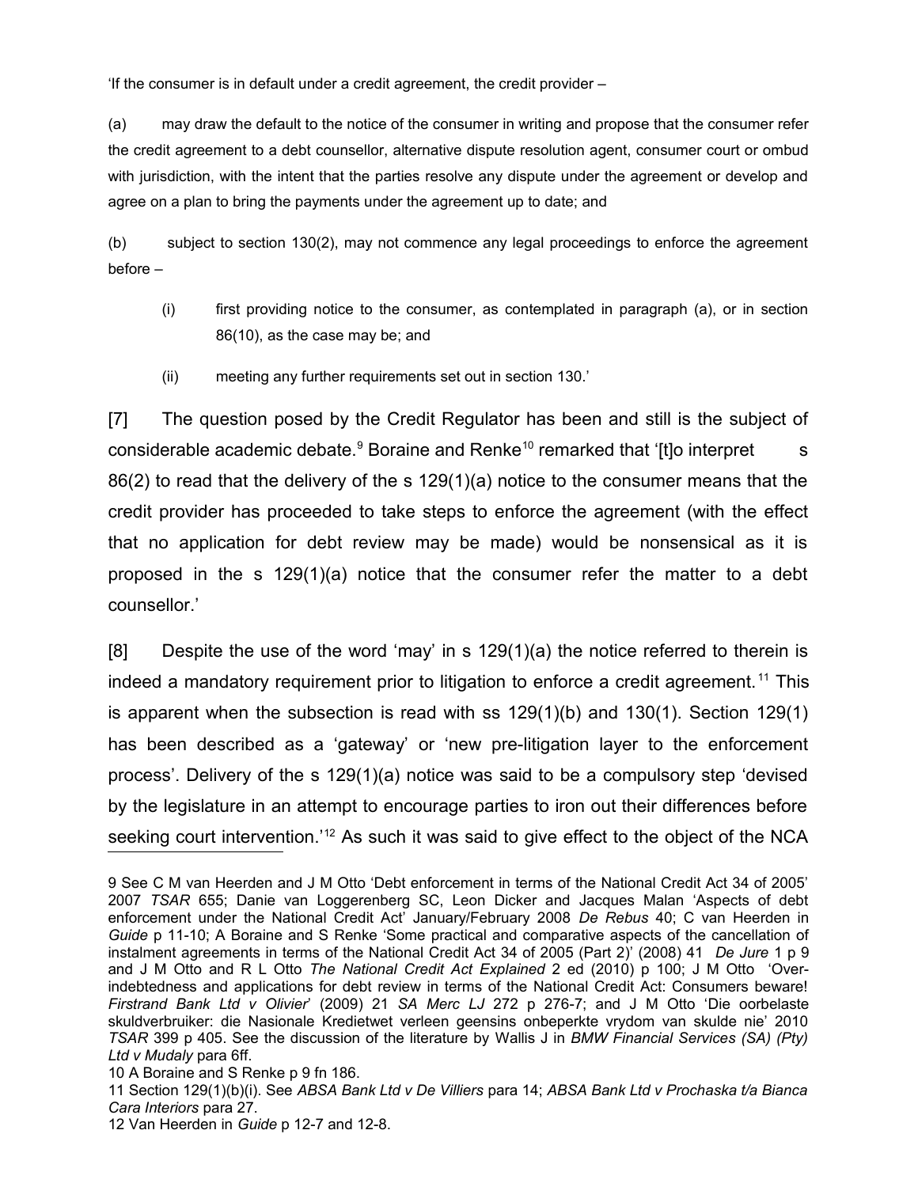'If the consumer is in default under a credit agreement, the credit provider –

(a) may draw the default to the notice of the consumer in writing and propose that the consumer refer the credit agreement to a debt counsellor, alternative dispute resolution agent, consumer court or ombud with jurisdiction, with the intent that the parties resolve any dispute under the agreement or develop and agree on a plan to bring the payments under the agreement up to date; and

(b) subject to section 130(2), may not commence any legal proceedings to enforce the agreement before –

> (i) first providing notice to the consumer, as contemplated in paragraph (a), or in section 86(10), as the case may be; and
>
> (ii) meeting any further requirements set out in section 130.'

[7] The question posed by the Credit Regulator has been and still is the subject of considerable academic debate.[9] Boraine and Renke[10] remarked that '[t]o interpret s 86(2) to read that the delivery of the s 129(1)(a) notice to the consumer means that the credit provider has proceeded to take steps to enforce the agreement (with the effect that no application for debt review may be made) would be nonsensical as it is proposed in the s 129(1)(a) notice that the consumer refer the matter to a debt counsellor.'

[8] Despite the use of the word 'may' in s 129(1)(a) the notice referred to therein is indeed a mandatory requirement prior to litigation to enforce a credit agreement.[11] This is apparent when the subsection is read with ss 129(1)(b) and 130(1). Section 129(1) has been described as a 'gateway' or 'new pre-litigation layer to the enforcement process'. Delivery of the s 129(1)(a) notice was said to be a compulsory step 'devised by the legislature in an attempt to encourage parties to iron out their differences before seeking court intervention.'[12] As such it was said to give effect to the object of the NCA

---

9 See C M van Heerden and J M Otto 'Debt enforcement in terms of the National Credit Act 34 of 2005' 2007 *TSAR* 655; Danie van Loggerenberg SC, Leon Dicker and Jacques Malan 'Aspects of debt enforcement under the National Credit Act' January/February 2008 *De Rebus* 40; C van Heerden in *Guide* p 11-10; A Boraine and S Renke 'Some practical and comparative aspects of the cancellation of instalment agreements in terms of the National Credit Act 34 of 2005 (Part 2)' (2008) 41 *De Jure* 1 p 9 and J M Otto and R L Otto *The National Credit Act Explained* 2 ed (2010) p 100; J M Otto 'Over-indebtedness and applications for debt review in terms of the National Credit Act: Consumers beware! *Firstrand Bank Ltd v Olivier*' (2009) 21 *SA Merc LJ* 272 p 276-7; and J M Otto 'Die oorbelaste skuldverbruiker: die Nasionale Kredietwet verleen geensins onbeperkte vrydom van skulde nie' 2010 *TSAR* 399 p 405. See the discussion of the literature by Wallis J in *BMW Financial Services (SA) (Pty) Ltd v Mudaly* para 6ff.

10 A Boraine and S Renke p 9 fn 186.

11 Section 129(1)(b)(i). See *ABSA Bank Ltd v De Villiers* para 14; *ABSA Bank Ltd v Prochaska t/a Bianca Cara Interiors* para 27.

12 Van Heerden in *Guide* p 12-7 and 12-8.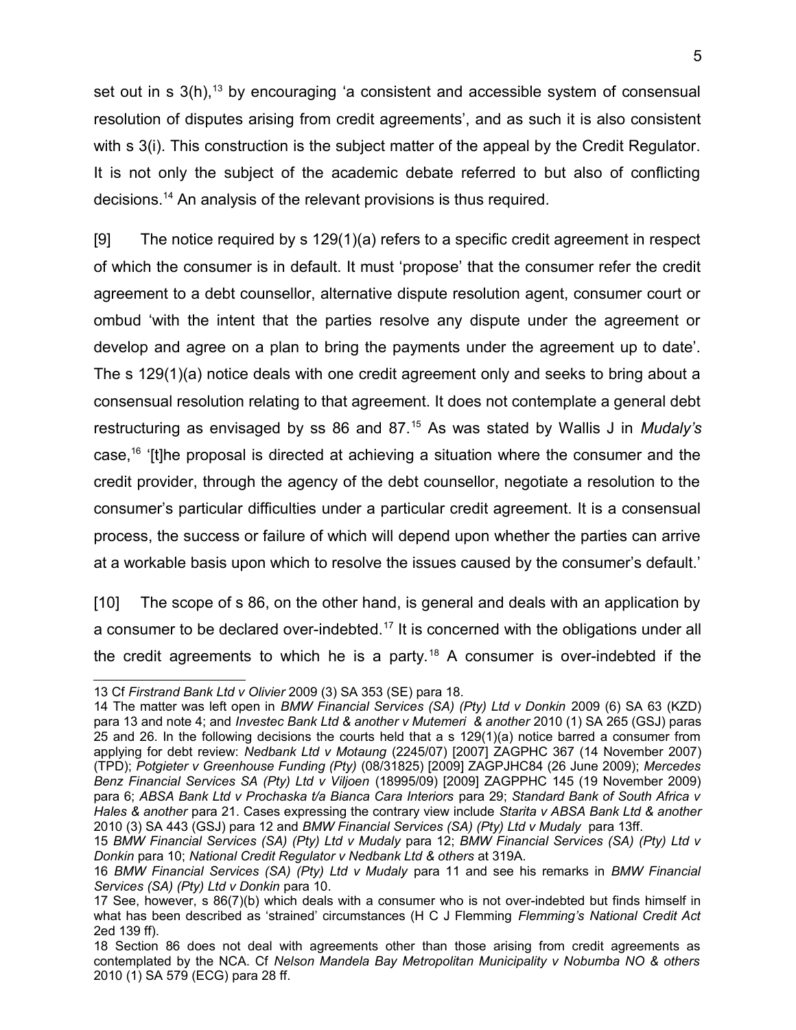set out in s 3(h),[13] by encouraging 'a consistent and accessible system of consensual resolution of disputes arising from credit agreements', and as such it is also consistent with s 3(i). This construction is the subject matter of the appeal by the Credit Regulator. It is not only the subject of the academic debate referred to but also of conflicting decisions.[14] An analysis of the relevant provisions is thus required.

[9] The notice required by s 129(1)(a) refers to a specific credit agreement in respect of which the consumer is in default. It must 'propose' that the consumer refer the credit agreement to a debt counsellor, alternative dispute resolution agent, consumer court or ombud 'with the intent that the parties resolve any dispute under the agreement or develop and agree on a plan to bring the payments under the agreement up to date'. The s 129(1)(a) notice deals with one credit agreement only and seeks to bring about a consensual resolution relating to that agreement. It does not contemplate a general debt restructuring as envisaged by ss 86 and 87.[15] As was stated by Wallis J in *Mudaly's* case,[16] '[t]he proposal is directed at achieving a situation where the consumer and the credit provider, through the agency of the debt counsellor, negotiate a resolution to the consumer's particular difficulties under a particular credit agreement. It is a consensual process, the success or failure of which will depend upon whether the parties can arrive at a workable basis upon which to resolve the issues caused by the consumer's default.'

[10] The scope of s 86, on the other hand, is general and deals with an application by a consumer to be declared over-indebted.[17] It is concerned with the obligations under all the credit agreements to which he is a party.[18] A consumer is over-indebted if the

---

13 Cf *Firstrand Bank Ltd v Olivier* 2009 (3) SA 353 (SE) para 18.

14 The matter was left open in *BMW Financial Services (SA) (Pty) Ltd v Donkin* 2009 (6) SA 63 (KZD) para 13 and note 4; and *Investec Bank Ltd & another v Mutemeri & another* 2010 (1) SA 265 (GSJ) paras 25 and 26. In the following decisions the courts held that a s 129(1)(a) notice barred a consumer from applying for debt review: *Nedbank Ltd v Motaung* (2245/07) [2007] ZAGPHC 367 (14 November 2007) (TPD); *Potgieter v Greenhouse Funding (Pty)* (08/31825) [2009] ZAGPJHC84 (26 June 2009); *Mercedes Benz Financial Services SA (Pty) Ltd v Viljoen* (18995/09) [2009] ZAGPPHC 145 (19 November 2009) para 6; *ABSA Bank Ltd v Prochaska t/a Bianca Cara Interiors* para 29; *Standard Bank of South Africa v Hales & another* para 21. Cases expressing the contrary view include *Starita v ABSA Bank Ltd & another* 2010 (3) SA 443 (GSJ) para 12 and *BMW Financial Services (SA) (Pty) Ltd v Mudaly* para 13ff.

15 *BMW Financial Services (SA) (Pty) Ltd v Mudaly* para 12; *BMW Financial Services (SA) (Pty) Ltd v Donkin* para 10; *National Credit Regulator v Nedbank Ltd & others* at 319A.

16 *BMW Financial Services (SA) (Pty) Ltd v Mudaly* para 11 and see his remarks in *BMW Financial Services (SA) (Pty) Ltd v Donkin* para 10.

17 See, however, s 86(7)(b) which deals with a consumer who is not over-indebted but finds himself in what has been described as 'strained' circumstances (H C J Flemming *Flemming's National Credit Act* 2ed 139 ff).

18 Section 86 does not deal with agreements other than those arising from credit agreements as contemplated by the NCA. Cf *Nelson Mandela Bay Metropolitan Municipality v Nobumba NO & others* 2010 (1) SA 579 (ECG) para 28 ff.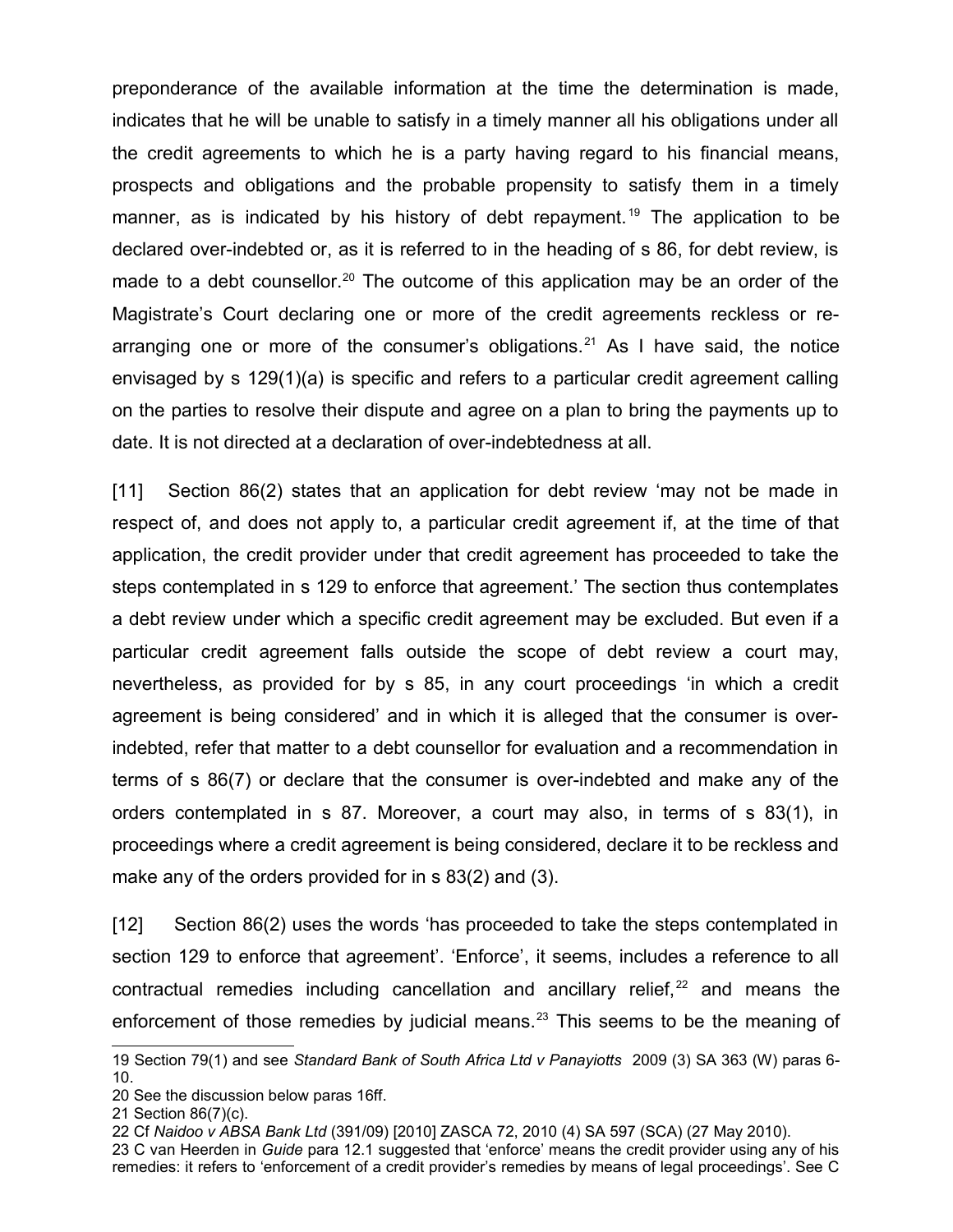preponderance of the available information at the time the determination is made, indicates that he will be unable to satisfy in a timely manner all his obligations under all the credit agreements to which he is a party having regard to his financial means, prospects and obligations and the probable propensity to satisfy them in a timely manner, as is indicated by his history of debt repayment.[19] The application to be declared over-indebted or, as it is referred to in the heading of s 86, for debt review, is made to a debt counsellor.[20] The outcome of this application may be an order of the Magistrate's Court declaring one or more of the credit agreements reckless or re-arranging one or more of the consumer's obligations.[21] As I have said, the notice envisaged by s 129(1)(a) is specific and refers to a particular credit agreement calling on the parties to resolve their dispute and agree on a plan to bring the payments up to date. It is not directed at a declaration of over-indebtedness at all.

[11] Section 86(2) states that an application for debt review 'may not be made in respect of, and does not apply to, a particular credit agreement if, at the time of that application, the credit provider under that credit agreement has proceeded to take the steps contemplated in s 129 to enforce that agreement.' The section thus contemplates a debt review under which a specific credit agreement may be excluded. But even if a particular credit agreement falls outside the scope of debt review a court may, nevertheless, as provided for by s 85, in any court proceedings 'in which a credit agreement is being considered' and in which it is alleged that the consumer is over-indebted, refer that matter to a debt counsellor for evaluation and a recommendation in terms of s 86(7) or declare that the consumer is over-indebted and make any of the orders contemplated in s 87. Moreover, a court may also, in terms of s 83(1), in proceedings where a credit agreement is being considered, declare it to be reckless and make any of the orders provided for in s 83(2) and (3).

[12] Section 86(2) uses the words 'has proceeded to take the steps contemplated in section 129 to enforce that agreement'. 'Enforce', it seems, includes a reference to all contractual remedies including cancellation and ancillary relief,[22] and means the enforcement of those remedies by judicial means.[23] This seems to be the meaning of

---

19 Section 79(1) and see *Standard Bank of South Africa Ltd v Panayiotts* 2009 (3) SA 363 (W) paras 6-10.

20 See the discussion below paras 16ff.

21 Section 86(7)(c).

22 Cf *Naidoo v ABSA Bank Ltd* (391/09) [2010] ZASCA 72, 2010 (4) SA 597 (SCA) (27 May 2010).

23 C van Heerden in *Guide* para 12.1 suggested that 'enforce' means the credit provider using any of his remedies: it refers to 'enforcement of a credit provider's remedies by means of legal proceedings'. See C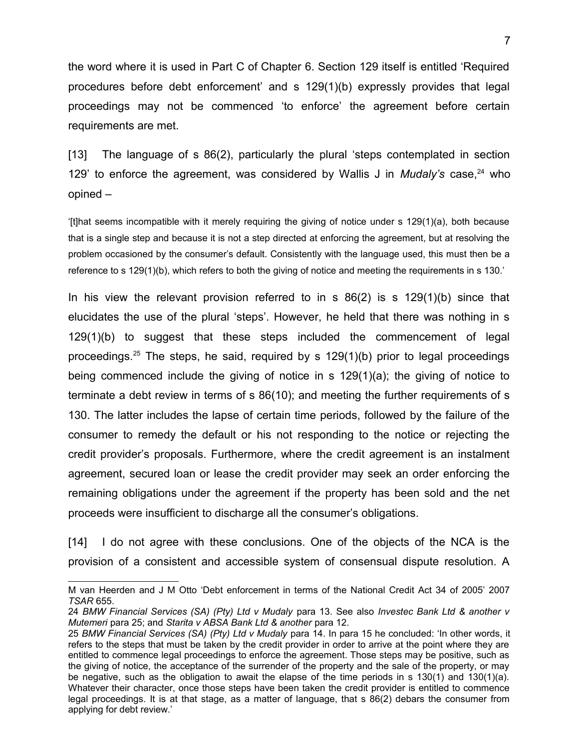the word where it is used in Part C of Chapter 6. Section 129 itself is entitled 'Required procedures before debt enforcement' and s 129(1)(b) expressly provides that legal proceedings may not be commenced 'to enforce' the agreement before certain requirements are met.

[13] The language of s 86(2), particularly the plural 'steps contemplated in section 129' to enforce the agreement, was considered by Wallis J in *Mudaly's* case,[24] who opined –

> '[t]hat seems incompatible with it merely requiring the giving of notice under s 129(1)(a), both because that is a single step and because it is not a step directed at enforcing the agreement, but at resolving the problem occasioned by the consumer's default. Consistently with the language used, this must then be a reference to s 129(1)(b), which refers to both the giving of notice and meeting the requirements in s 130.'

In his view the relevant provision referred to in s 86(2) is s 129(1)(b) since that elucidates the use of the plural 'steps'. However, he held that there was nothing in s 129(1)(b) to suggest that these steps included the commencement of legal proceedings.[25] The steps, he said, required by s 129(1)(b) prior to legal proceedings being commenced include the giving of notice in s 129(1)(a); the giving of notice to terminate a debt review in terms of s 86(10); and meeting the further requirements of s 130. The latter includes the lapse of certain time periods, followed by the failure of the consumer to remedy the default or his not responding to the notice or rejecting the credit provider's proposals. Furthermore, where the credit agreement is an instalment agreement, secured loan or lease the credit provider may seek an order enforcing the remaining obligations under the agreement if the property has been sold and the net proceeds were insufficient to discharge all the consumer's obligations.

[14] I do not agree with these conclusions. One of the objects of the NCA is the provision of a consistent and accessible system of consensual dispute resolution. A

---

M van Heerden and J M Otto 'Debt enforcement in terms of the National Credit Act 34 of 2005' 2007 *TSAR* 655.

24 *BMW Financial Services (SA) (Pty) Ltd v Mudaly* para 13. See also *Investec Bank Ltd & another v Mutemeri* para 25; and *Starita v ABSA Bank Ltd & another* para 12.

25 *BMW Financial Services (SA) (Pty) Ltd v Mudaly* para 14. In para 15 he concluded: 'In other words, it refers to the steps that must be taken by the credit provider in order to arrive at the point where they are entitled to commence legal proceedings to enforce the agreement. Those steps may be positive, such as the giving of notice, the acceptance of the surrender of the property and the sale of the property, or may be negative, such as the obligation to await the elapse of the time periods in s 130(1) and 130(1)(a). Whatever their character, once those steps have been taken the credit provider is entitled to commence legal proceedings. It is at that stage, as a matter of language, that s 86(2) debars the consumer from applying for debt review.'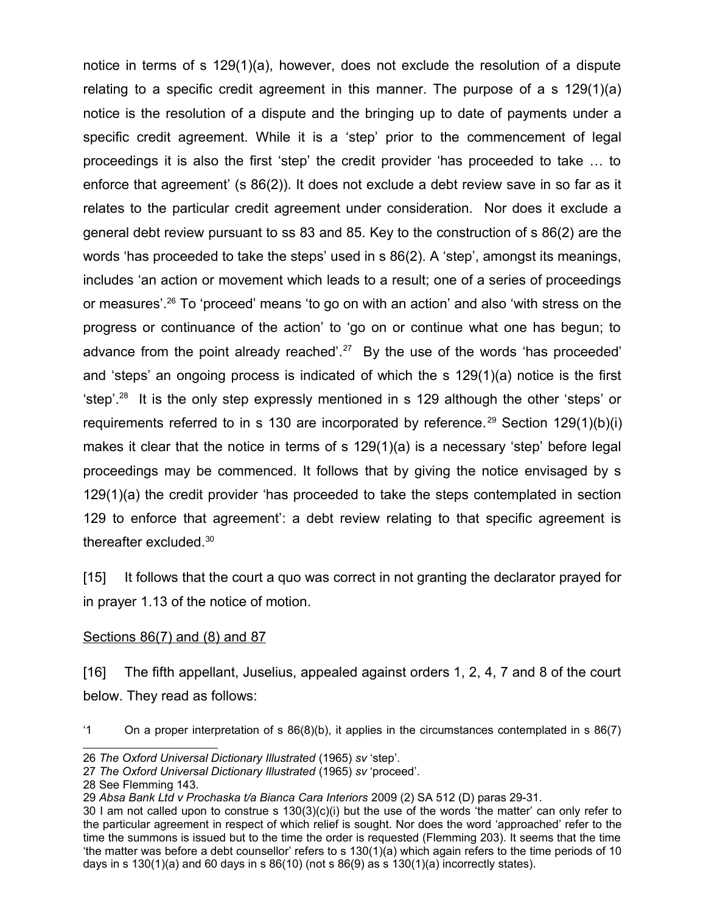notice in terms of s 129(1)(a), however, does not exclude the resolution of a dispute relating to a specific credit agreement in this manner. The purpose of a s 129(1)(a) notice is the resolution of a dispute and the bringing up to date of payments under a specific credit agreement. While it is a 'step' prior to the commencement of legal proceedings it is also the first 'step' the credit provider 'has proceeded to take … to enforce that agreement' (s 86(2)). It does not exclude a debt review save in so far as it relates to the particular credit agreement under consideration. Nor does it exclude a general debt review pursuant to ss 83 and 85. Key to the construction of s 86(2) are the words 'has proceeded to take the steps' used in s 86(2). A 'step', amongst its meanings, includes 'an action or movement which leads to a result; one of a series of proceedings or measures'.[26] To 'proceed' means 'to go on with an action' and also 'with stress on the progress or continuance of the action' to 'go on or continue what one has begun; to advance from the point already reached'.[27] By the use of the words 'has proceeded' and 'steps' an ongoing process is indicated of which the s 129(1)(a) notice is the first 'step'.[28] It is the only step expressly mentioned in s 129 although the other 'steps' or requirements referred to in s 130 are incorporated by reference.[29] Section 129(1)(b)(i) makes it clear that the notice in terms of s 129(1)(a) is a necessary 'step' before legal proceedings may be commenced. It follows that by giving the notice envisaged by s 129(1)(a) the credit provider 'has proceeded to take the steps contemplated in section 129 to enforce that agreement': a debt review relating to that specific agreement is thereafter excluded.[30]

[15] It follows that the court a quo was correct in not granting the declarator prayed for in prayer 1.13 of the notice of motion.

<u>Sections 86(7) and (8) and 87</u>

[16] The fifth appellant, Juselius, appealed against orders 1, 2, 4, 7 and 8 of the court below. They read as follows:

'1 On a proper interpretation of s 86(8)(b), it applies in the circumstances contemplated in s 86(7)

---

26 *The Oxford Universal Dictionary Illustrated* (1965) *sv* 'step'.

27 *The Oxford Universal Dictionary Illustrated* (1965) *sv* 'proceed'.

28 See Flemming 143.

29 *Absa Bank Ltd v Prochaska t/a Bianca Cara Interiors* 2009 (2) SA 512 (D) paras 29-31.

30 I am not called upon to construe s 130(3)(c)(i) but the use of the words 'the matter' can only refer to the particular agreement in respect of which relief is sought. Nor does the word 'approached' refer to the time the summons is issued but to the time the order is requested (Flemming 203). It seems that the time 'the matter was before a debt counsellor' refers to s 130(1)(a) which again refers to the time periods of 10 days in s 130(1)(a) and 60 days in s 86(10) (not s 86(9) as s 130(1)(a) incorrectly states).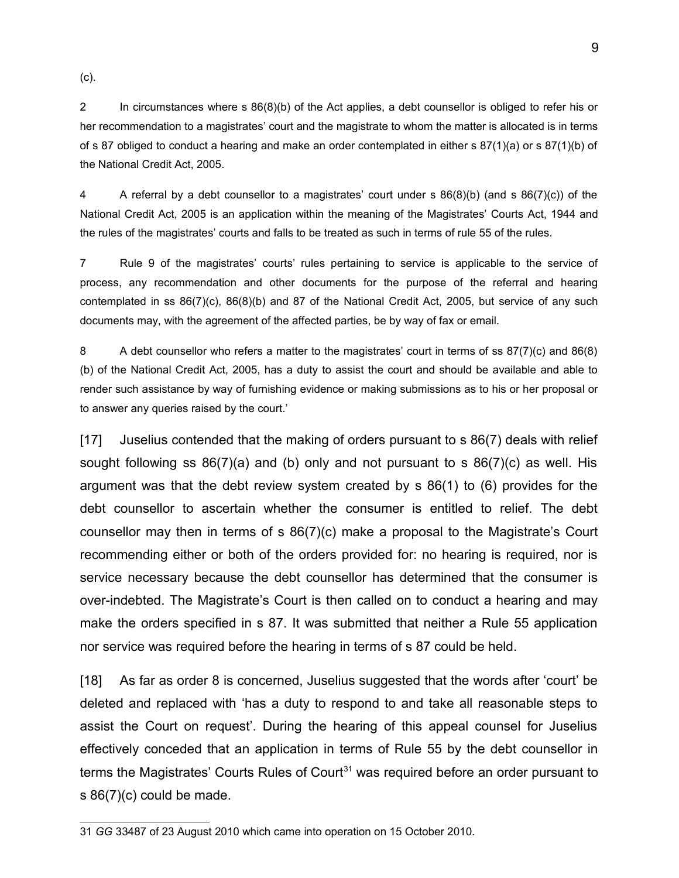(c).

2 In circumstances where s 86(8)(b) of the Act applies, a debt counsellor is obliged to refer his or her recommendation to a magistrates' court and the magistrate to whom the matter is allocated is in terms of s 87 obliged to conduct a hearing and make an order contemplated in either s 87(1)(a) or s 87(1)(b) of the National Credit Act, 2005.

4 A referral by a debt counsellor to a magistrates' court under s 86(8)(b) (and s 86(7)(c)) of the National Credit Act, 2005 is an application within the meaning of the Magistrates' Courts Act, 1944 and the rules of the magistrates' courts and falls to be treated as such in terms of rule 55 of the rules.

7 Rule 9 of the magistrates' courts' rules pertaining to service is applicable to the service of process, any recommendation and other documents for the purpose of the referral and hearing contemplated in ss 86(7)(c), 86(8)(b) and 87 of the National Credit Act, 2005, but service of any such documents may, with the agreement of the affected parties, be by way of fax or email.

8 A debt counsellor who refers a matter to the magistrates' court in terms of ss 87(7)(c) and 86(8)(b) of the National Credit Act, 2005, has a duty to assist the court and should be available and able to render such assistance by way of furnishing evidence or making submissions as to his or her proposal or to answer any queries raised by the court.'

[17] Juselius contended that the making of orders pursuant to s 86(7) deals with relief sought following ss 86(7)(a) and (b) only and not pursuant to s 86(7)(c) as well. His argument was that the debt review system created by s 86(1) to (6) provides for the debt counsellor to ascertain whether the consumer is entitled to relief. The debt counsellor may then in terms of s 86(7)(c) make a proposal to the Magistrate's Court recommending either or both of the orders provided for: no hearing is required, nor is service necessary because the debt counsellor has determined that the consumer is over-indebted. The Magistrate's Court is then called on to conduct a hearing and may make the orders specified in s 87. It was submitted that neither a Rule 55 application nor service was required before the hearing in terms of s 87 could be held.

[18] As far as order 8 is concerned, Juselius suggested that the words after 'court' be deleted and replaced with 'has a duty to respond to and take all reasonable steps to assist the Court on request'. During the hearing of this appeal counsel for Juselius effectively conceded that an application in terms of Rule 55 by the debt counsellor in terms the Magistrates' Courts Rules of Court[31] was required before an order pursuant to s 86(7)(c) could be made.

31 *GG* 33487 of 23 August 2010 which came into operation on 15 October 2010.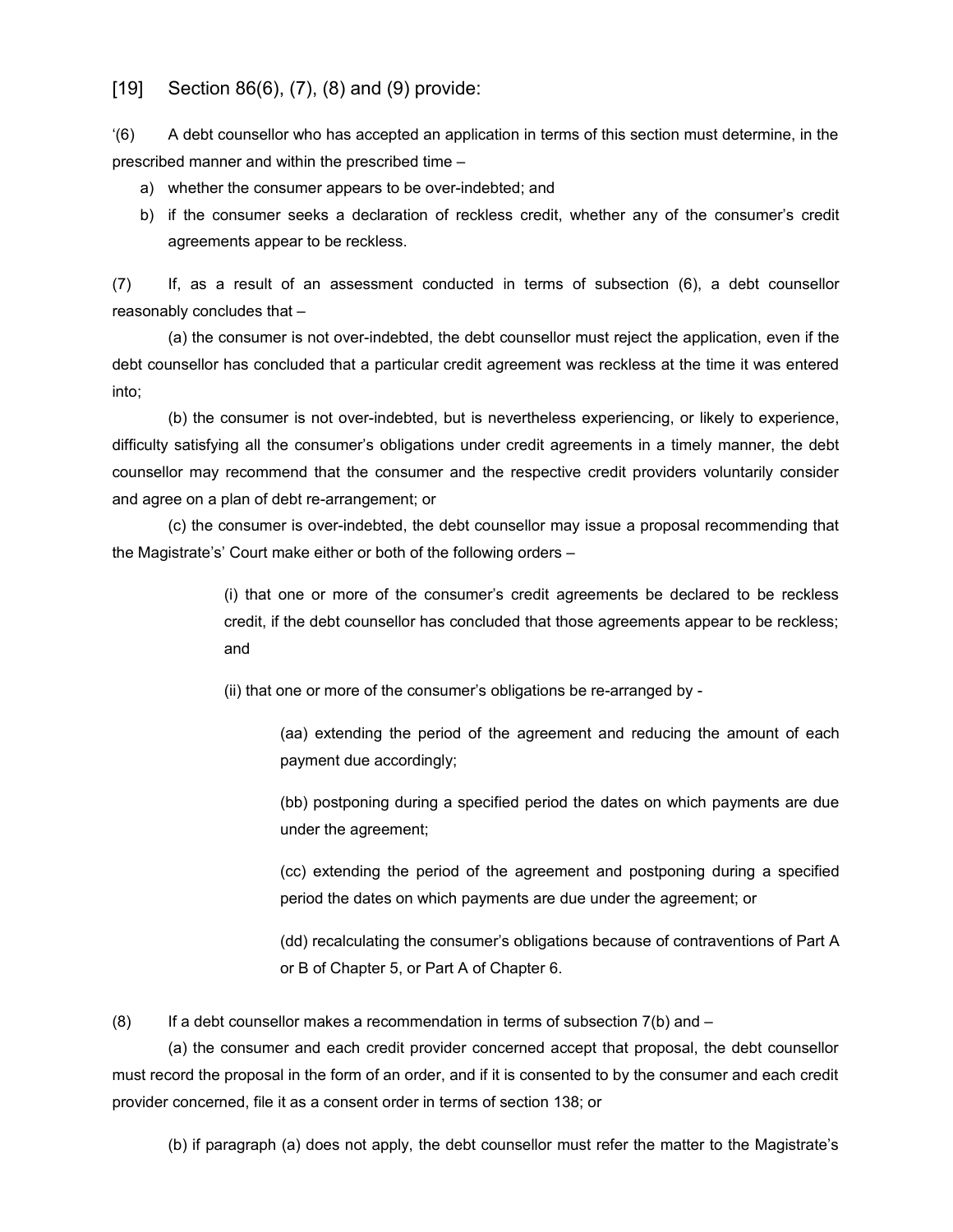[19] Section 86(6), (7), (8) and (9) provide:

'(6) A debt counsellor who has accepted an application in terms of this section must determine, in the prescribed manner and within the prescribed time –

a) whether the consumer appears to be over-indebted; and
b) if the consumer seeks a declaration of reckless credit, whether any of the consumer's credit agreements appear to be reckless.

(7) If, as a result of an assessment conducted in terms of subsection (6), a debt counsellor reasonably concludes that –

(a) the consumer is not over-indebted, the debt counsellor must reject the application, even if the debt counsellor has concluded that a particular credit agreement was reckless at the time it was entered into;

(b) the consumer is not over-indebted, but is nevertheless experiencing, or likely to experience, difficulty satisfying all the consumer's obligations under credit agreements in a timely manner, the debt counsellor may recommend that the consumer and the respective credit providers voluntarily consider and agree on a plan of debt re-arrangement; or

(c) the consumer is over-indebted, the debt counsellor may issue a proposal recommending that the Magistrate's' Court make either or both of the following orders –

> (i) that one or more of the consumer's credit agreements be declared to be reckless credit, if the debt counsellor has concluded that those agreements appear to be reckless; and
>
> (ii) that one or more of the consumer's obligations be re-arranged by -
>
> > (aa) extending the period of the agreement and reducing the amount of each payment due accordingly;
> >
> > (bb) postponing during a specified period the dates on which payments are due under the agreement;
> >
> > (cc) extending the period of the agreement and postponing during a specified period the dates on which payments are due under the agreement; or
> >
> > (dd) recalculating the consumer's obligations because of contraventions of Part A or B of Chapter 5, or Part A of Chapter 6.

(8) If a debt counsellor makes a recommendation in terms of subsection 7(b) and –

(a) the consumer and each credit provider concerned accept that proposal, the debt counsellor must record the proposal in the form of an order, and if it is consented to by the consumer and each credit provider concerned, file it as a consent order in terms of section 138; or

(b) if paragraph (a) does not apply, the debt counsellor must refer the matter to the Magistrate's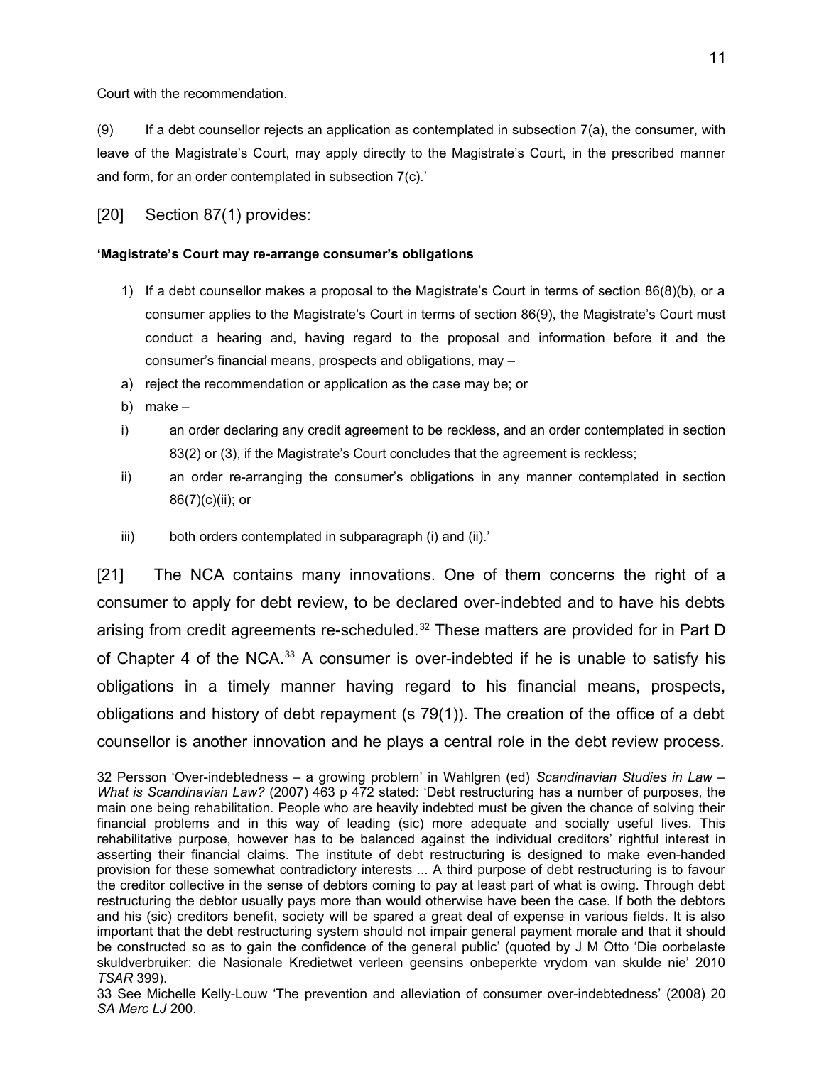Court with the recommendation.

(9) If a debt counsellor rejects an application as contemplated in subsection 7(a), the consumer, with leave of the Magistrate's Court, may apply directly to the Magistrate's Court, in the prescribed manner and form, for an order contemplated in subsection 7(c).'

[20] Section 87(1) provides:

**'Magistrate's Court may re-arrange consumer's obligations**

1) If a debt counsellor makes a proposal to the Magistrate's Court in terms of section 86(8)(b), or a consumer applies to the Magistrate's Court in terms of section 86(9), the Magistrate's Court must conduct a hearing and, having regard to the proposal and information before it and the consumer's financial means, prospects and obligations, may –

a) reject the recommendation or application as the case may be; or

b) make –

i) an order declaring any credit agreement to be reckless, and an order contemplated in section 83(2) or (3), if the Magistrate's Court concludes that the agreement is reckless;

ii) an order re-arranging the consumer's obligations in any manner contemplated in section 86(7)(c)(ii); or

iii) both orders contemplated in subparagraph (i) and (ii).'

[21] The NCA contains many innovations. One of them concerns the right of a consumer to apply for debt review, to be declared over-indebted and to have his debts arising from credit agreements re-scheduled.[32] These matters are provided for in Part D of Chapter 4 of the NCA.[33] A consumer is over-indebted if he is unable to satisfy his obligations in a timely manner having regard to his financial means, prospects, obligations and history of debt repayment (s 79(1)). The creation of the office of a debt counsellor is another innovation and he plays a central role in the debt review process.

---

32 Persson 'Over-indebtedness – a growing problem' in Wahlgren (ed) *Scandinavian Studies in Law – What is Scandinavian Law?* (2007) 463 p 472 stated: 'Debt restructuring has a number of purposes, the main one being rehabilitation. People who are heavily indebted must be given the chance of solving their financial problems and in this way of leading (sic) more adequate and socially useful lives. This rehabilitative purpose, however has to be balanced against the individual creditors' rightful interest in asserting their financial claims. The institute of debt restructuring is designed to make even-handed provision for these somewhat contradictory interests ... A third purpose of debt restructuring is to favour the creditor collective in the sense of debtors coming to pay at least part of what is owing. Through debt restructuring the debtor usually pays more than would otherwise have been the case. If both the debtors and his (sic) creditors benefit, society will be spared a great deal of expense in various fields. It is also important that the debt restructuring system should not impair general payment morale and that it should be constructed so as to gain the confidence of the general public' (quoted by J M Otto 'Die oorbelaste skuldverbruiker: die Nasionale Kredietwet verleen geensins onbeperkte vrydom van skulde nie' 2010 *TSAR* 399).

33 See Michelle Kelly-Louw 'The prevention and alleviation of consumer over-indebtedness' (2008) 20 *SA Merc LJ* 200.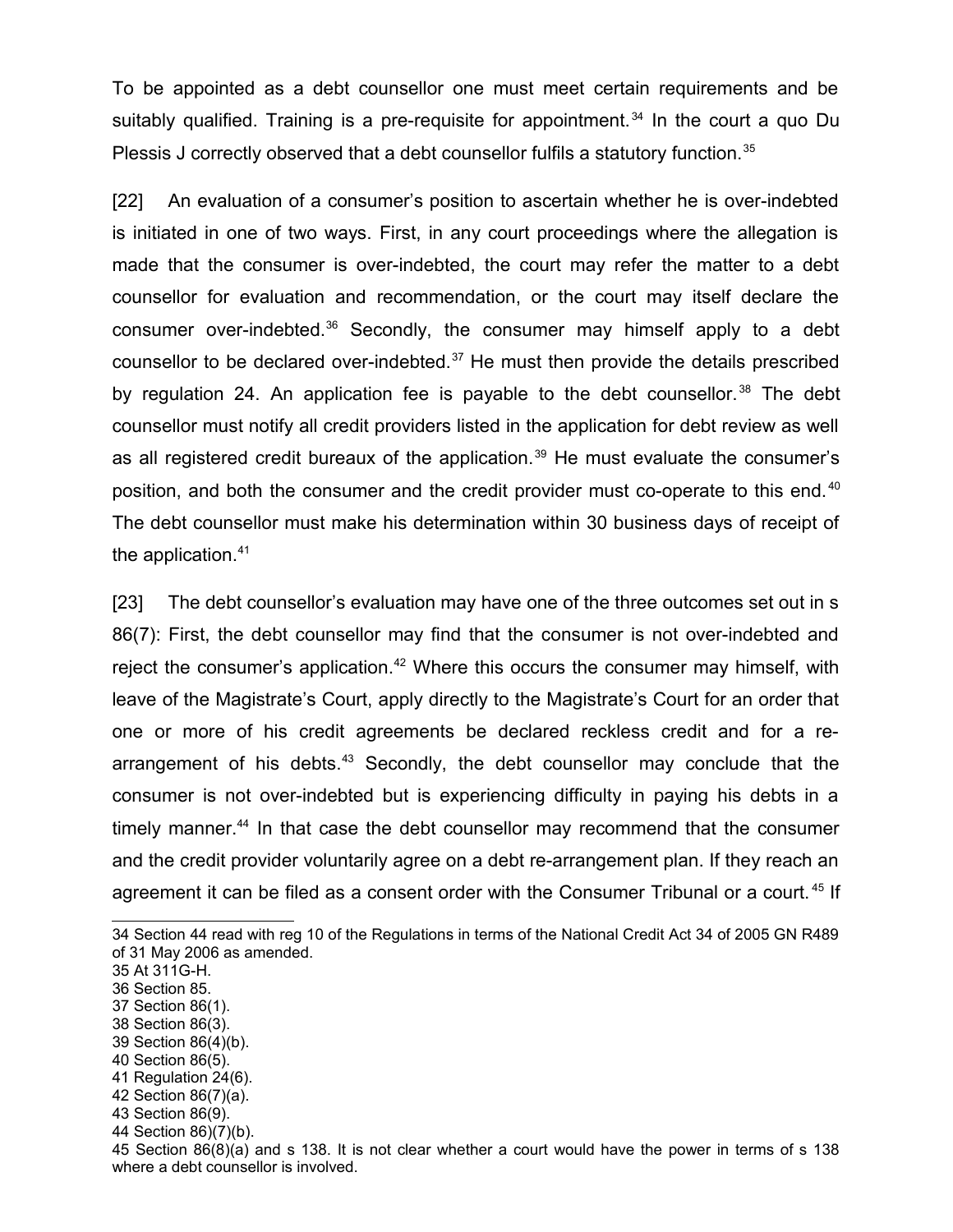To be appointed as a debt counsellor one must meet certain requirements and be suitably qualified. Training is a pre-requisite for appointment.[34] In the court a quo Du Plessis J correctly observed that a debt counsellor fulfils a statutory function.[35]

[22] An evaluation of a consumer's position to ascertain whether he is over-indebted is initiated in one of two ways. First, in any court proceedings where the allegation is made that the consumer is over-indebted, the court may refer the matter to a debt counsellor for evaluation and recommendation, or the court may itself declare the consumer over-indebted.[36] Secondly, the consumer may himself apply to a debt counsellor to be declared over-indebted.[37] He must then provide the details prescribed by regulation 24. An application fee is payable to the debt counsellor.[38] The debt counsellor must notify all credit providers listed in the application for debt review as well as all registered credit bureaux of the application.[39] He must evaluate the consumer's position, and both the consumer and the credit provider must co-operate to this end.[40] The debt counsellor must make his determination within 30 business days of receipt of the application.[41]

[23] The debt counsellor's evaluation may have one of the three outcomes set out in s 86(7): First, the debt counsellor may find that the consumer is not over-indebted and reject the consumer's application.[42] Where this occurs the consumer may himself, with leave of the Magistrate's Court, apply directly to the Magistrate's Court for an order that one or more of his credit agreements be declared reckless credit and for a re-arrangement of his debts.[43] Secondly, the debt counsellor may conclude that the consumer is not over-indebted but is experiencing difficulty in paying his debts in a timely manner.[44] In that case the debt counsellor may recommend that the consumer and the credit provider voluntarily agree on a debt re-arrangement plan. If they reach an agreement it can be filed as a consent order with the Consumer Tribunal or a court.[45] If

---

34 Section 44 read with reg 10 of the Regulations in terms of the National Credit Act 34 of 2005 GN R489 of 31 May 2006 as amended.

35 At 311G-H.

36 Section 85.

37 Section 86(1).

38 Section 86(3).

39 Section 86(4)(b).

40 Section 86(5).

41 Regulation 24(6).

42 Section 86(7)(a).

43 Section 86(9).

44 Section 86)(7)(b).

45 Section 86(8)(a) and s 138. It is not clear whether a court would have the power in terms of s 138 where a debt counsellor is involved.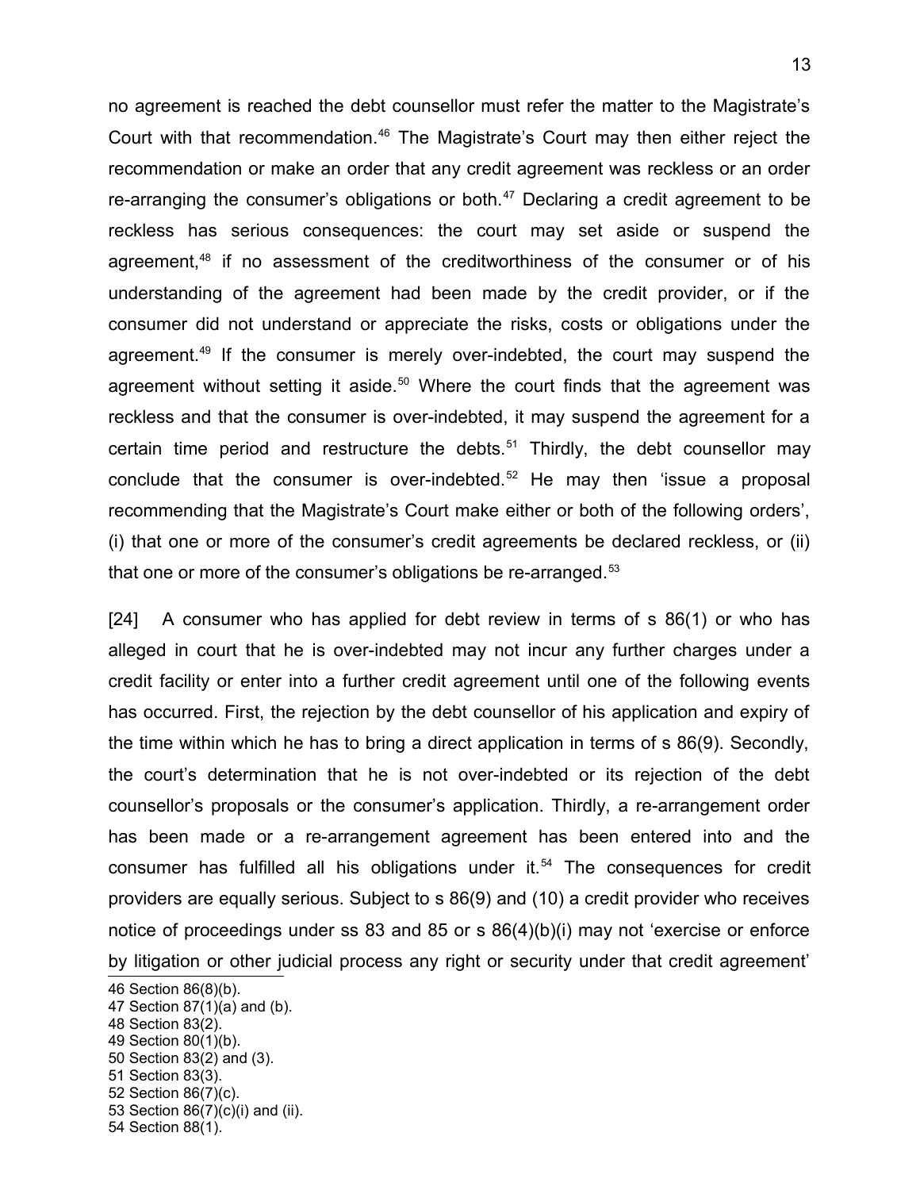no agreement is reached the debt counsellor must refer the matter to the Magistrate's Court with that recommendation.[46] The Magistrate's Court may then either reject the recommendation or make an order that any credit agreement was reckless or an order re-arranging the consumer's obligations or both.[47] Declaring a credit agreement to be reckless has serious consequences: the court may set aside or suspend the agreement,[48] if no assessment of the creditworthiness of the consumer or of his understanding of the agreement had been made by the credit provider, or if the consumer did not understand or appreciate the risks, costs or obligations under the agreement.[49] If the consumer is merely over-indebted, the court may suspend the agreement without setting it aside.[50] Where the court finds that the agreement was reckless and that the consumer is over-indebted, it may suspend the agreement for a certain time period and restructure the debts.[51] Thirdly, the debt counsellor may conclude that the consumer is over-indebted.[52] He may then 'issue a proposal recommending that the Magistrate's Court make either or both of the following orders', (i) that one or more of the consumer's credit agreements be declared reckless, or (ii) that one or more of the consumer's obligations be re-arranged.[53]

[24] A consumer who has applied for debt review in terms of s 86(1) or who has alleged in court that he is over-indebted may not incur any further charges under a credit facility or enter into a further credit agreement until one of the following events has occurred. First, the rejection by the debt counsellor of his application and expiry of the time within which he has to bring a direct application in terms of s 86(9). Secondly, the court's determination that he is not over-indebted or its rejection of the debt counsellor's proposals or the consumer's application. Thirdly, a re-arrangement order has been made or a re-arrangement agreement has been entered into and the consumer has fulfilled all his obligations under it.[54] The consequences for credit providers are equally serious. Subject to s 86(9) and (10) a credit provider who receives notice of proceedings under ss 83 and 85 or s 86(4)(b)(i) may not 'exercise or enforce by litigation or other judicial process any right or security under that credit agreement'

46 Section 86(8)(b).
47 Section 87(1)(a) and (b).
48 Section 83(2).
49 Section 80(1)(b).
50 Section 83(2) and (3).
51 Section 83(3).
52 Section 86(7)(c).
53 Section 86(7)(c)(i) and (ii).
54 Section 88(1).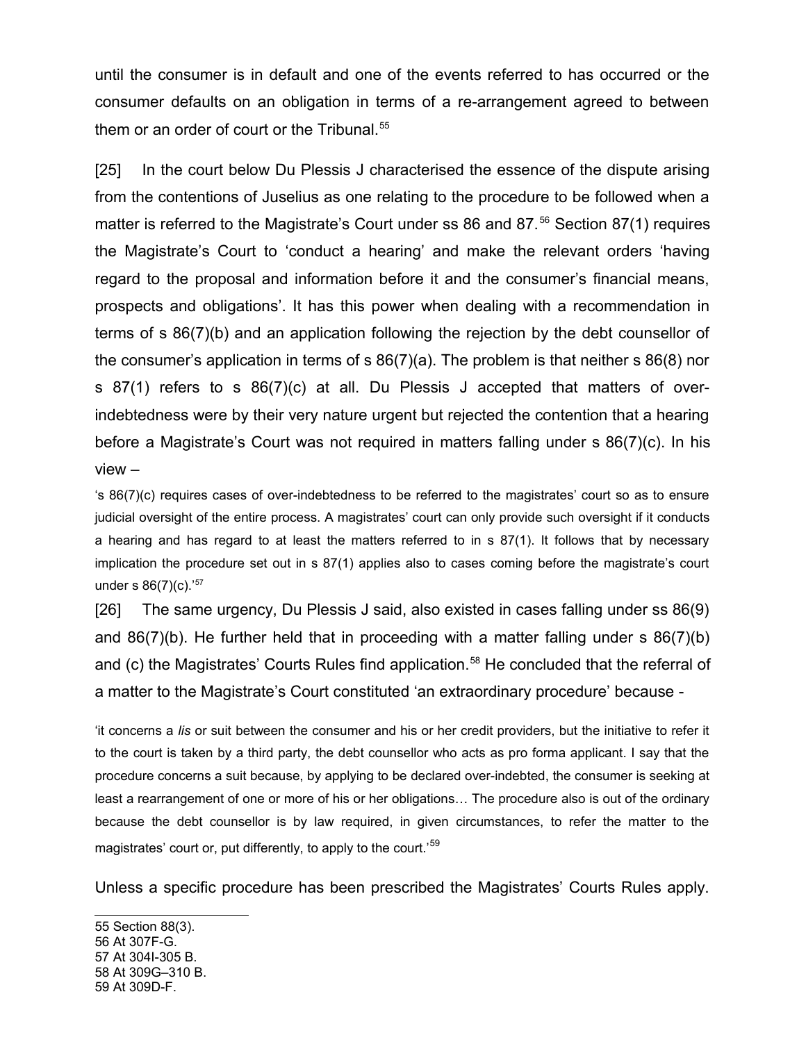until the consumer is in default and one of the events referred to has occurred or the consumer defaults on an obligation in terms of a re-arrangement agreed to between them or an order of court or the Tribunal.[55]

[25] In the court below Du Plessis J characterised the essence of the dispute arising from the contentions of Juselius as one relating to the procedure to be followed when a matter is referred to the Magistrate's Court under ss 86 and 87.[56] Section 87(1) requires the Magistrate's Court to 'conduct a hearing' and make the relevant orders 'having regard to the proposal and information before it and the consumer's financial means, prospects and obligations'. It has this power when dealing with a recommendation in terms of s 86(7)(b) and an application following the rejection by the debt counsellor of the consumer's application in terms of s 86(7)(a). The problem is that neither s 86(8) nor s 87(1) refers to s 86(7)(c) at all. Du Plessis J accepted that matters of over-indebtedness were by their very nature urgent but rejected the contention that a hearing before a Magistrate's Court was not required in matters falling under s 86(7)(c). In his view –

> 's 86(7)(c) requires cases of over-indebtedness to be referred to the magistrates' court so as to ensure judicial oversight of the entire process. A magistrates' court can only provide such oversight if it conducts a hearing and has regard to at least the matters referred to in s 87(1). It follows that by necessary implication the procedure set out in s 87(1) applies also to cases coming before the magistrate's court under s 86(7)(c).'[57]

[26] The same urgency, Du Plessis J said, also existed in cases falling under ss 86(9) and 86(7)(b). He further held that in proceeding with a matter falling under s 86(7)(b) and (c) the Magistrates' Courts Rules find application.[58] He concluded that the referral of a matter to the Magistrate's Court constituted 'an extraordinary procedure' because -

> 'it concerns a *lis* or suit between the consumer and his or her credit providers, but the initiative to refer it to the court is taken by a third party, the debt counsellor who acts as pro forma applicant. I say that the procedure concerns a suit because, by applying to be declared over-indebted, the consumer is seeking at least a rearrangement of one or more of his or her obligations… The procedure also is out of the ordinary because the debt counsellor is by law required, in given circumstances, to refer the matter to the magistrates' court or, put differently, to apply to the court.'[59]

Unless a specific procedure has been prescribed the Magistrates' Courts Rules apply.

---

55 Section 88(3).
56 At 307F-G.
57 At 304I-305 B.
58 At 309G–310 B.
59 At 309D-F.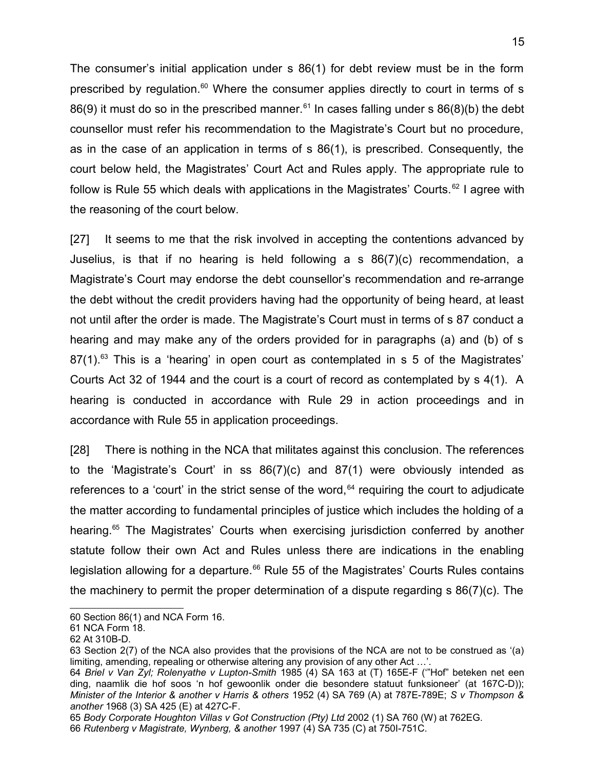The consumer's initial application under s 86(1) for debt review must be in the form prescribed by regulation.[60] Where the consumer applies directly to court in terms of s 86(9) it must do so in the prescribed manner.[61] In cases falling under s 86(8)(b) the debt counsellor must refer his recommendation to the Magistrate's Court but no procedure, as in the case of an application in terms of s 86(1), is prescribed. Consequently, the court below held, the Magistrates' Court Act and Rules apply. The appropriate rule to follow is Rule 55 which deals with applications in the Magistrates' Courts.[62] I agree with the reasoning of the court below.

[27] It seems to me that the risk involved in accepting the contentions advanced by Juselius, is that if no hearing is held following a s 86(7)(c) recommendation, a Magistrate's Court may endorse the debt counsellor's recommendation and re-arrange the debt without the credit providers having had the opportunity of being heard, at least not until after the order is made. The Magistrate's Court must in terms of s 87 conduct a hearing and may make any of the orders provided for in paragraphs (a) and (b) of s 87(1).[63] This is a 'hearing' in open court as contemplated in s 5 of the Magistrates' Courts Act 32 of 1944 and the court is a court of record as contemplated by s 4(1). A hearing is conducted in accordance with Rule 29 in action proceedings and in accordance with Rule 55 in application proceedings.

[28] There is nothing in the NCA that militates against this conclusion. The references to the 'Magistrate's Court' in ss 86(7)(c) and 87(1) were obviously intended as references to a 'court' in the strict sense of the word,[64] requiring the court to adjudicate the matter according to fundamental principles of justice which includes the holding of a hearing.[65] The Magistrates' Courts when exercising jurisdiction conferred by another statute follow their own Act and Rules unless there are indications in the enabling legislation allowing for a departure.[66] Rule 55 of the Magistrates' Courts Rules contains the machinery to permit the proper determination of a dispute regarding s 86(7)(c). The

---

60 Section 86(1) and NCA Form 16.

61 NCA Form 18.

62 At 310B-D.

63 Section 2(7) of the NCA also provides that the provisions of the NCA are not to be construed as '(a) limiting, amending, repealing or otherwise altering any provision of any other Act …'.

64 *Briel v Van Zyl; Rolenyathe v Lupton-Smith* 1985 (4) SA 163 at (T) 165E-F ('"Hof" beteken net een ding, naamlik die hof soos 'n hof gewoonlik onder die besondere statuut funksioneer' (at 167C-D)); *Minister of the Interior & another v Harris & others* 1952 (4) SA 769 (A) at 787E-789E; *S v Thompson & another* 1968 (3) SA 425 (E) at 427C-F.

65 *Body Corporate Houghton Villas v Got Construction (Pty) Ltd* 2002 (1) SA 760 (W) at 762EG.

66 *Rutenberg v Magistrate, Wynberg, & another* 1997 (4) SA 735 (C) at 750I-751C.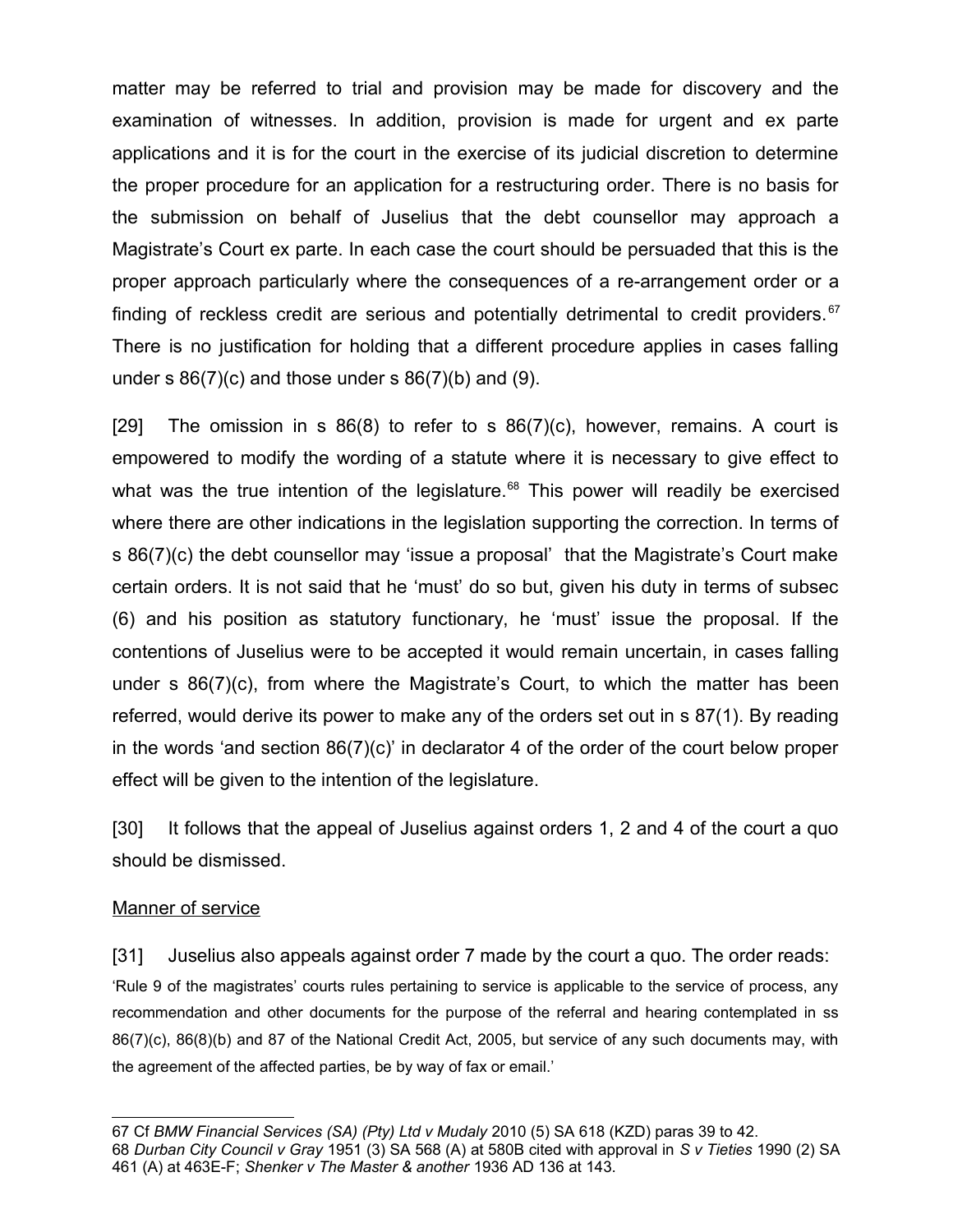matter may be referred to trial and provision may be made for discovery and the examination of witnesses. In addition, provision is made for urgent and ex parte applications and it is for the court in the exercise of its judicial discretion to determine the proper procedure for an application for a restructuring order. There is no basis for the submission on behalf of Juselius that the debt counsellor may approach a Magistrate's Court ex parte. In each case the court should be persuaded that this is the proper approach particularly where the consequences of a re-arrangement order or a finding of reckless credit are serious and potentially detrimental to credit providers.[67] There is no justification for holding that a different procedure applies in cases falling under s 86(7)(c) and those under s 86(7)(b) and (9).

[29] The omission in s 86(8) to refer to s 86(7)(c), however, remains. A court is empowered to modify the wording of a statute where it is necessary to give effect to what was the true intention of the legislature.[68] This power will readily be exercised where there are other indications in the legislation supporting the correction. In terms of s 86(7)(c) the debt counsellor may 'issue a proposal' that the Magistrate's Court make certain orders. It is not said that he 'must' do so but, given his duty in terms of subsec (6) and his position as statutory functionary, he 'must' issue the proposal. If the contentions of Juselius were to be accepted it would remain uncertain, in cases falling under s 86(7)(c), from where the Magistrate's Court, to which the matter has been referred, would derive its power to make any of the orders set out in s 87(1). By reading in the words 'and section 86(7)(c)' in declarator 4 of the order of the court below proper effect will be given to the intention of the legislature.

[30] It follows that the appeal of Juselius against orders 1, 2 and 4 of the court a quo should be dismissed.

<u>Manner of service</u>

[31] Juselius also appeals against order 7 made by the court a quo. The order reads:

'Rule 9 of the magistrates' courts rules pertaining to service is applicable to the service of process, any recommendation and other documents for the purpose of the referral and hearing contemplated in ss 86(7)(c), 86(8)(b) and 87 of the National Credit Act, 2005, but service of any such documents may, with the agreement of the affected parties, be by way of fax or email.'

---

67 Cf *BMW Financial Services (SA) (Pty) Ltd v Mudaly* 2010 (5) SA 618 (KZD) paras 39 to 42.

68 *Durban City Council v Gray* 1951 (3) SA 568 (A) at 580B cited with approval in *S v Tieties* 1990 (2) SA 461 (A) at 463E-F; *Shenker v The Master & another* 1936 AD 136 at 143.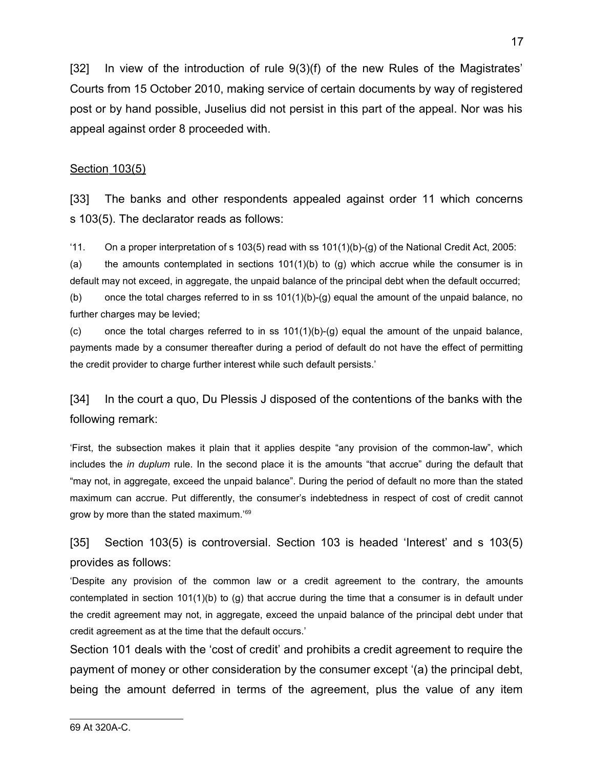[32] In view of the introduction of rule 9(3)(f) of the new Rules of the Magistrates' Courts from 15 October 2010, making service of certain documents by way of registered post or by hand possible, Juselius did not persist in this part of the appeal. Nor was his appeal against order 8 proceeded with.

Section 103(5)

[33] The banks and other respondents appealed against order 11 which concerns s 103(5). The declarator reads as follows:

'11. On a proper interpretation of s 103(5) read with ss 101(1)(b)-(g) of the National Credit Act, 2005:

(a) the amounts contemplated in sections 101(1)(b) to (g) which accrue while the consumer is in default may not exceed, in aggregate, the unpaid balance of the principal debt when the default occurred;

(b) once the total charges referred to in ss 101(1)(b)-(g) equal the amount of the unpaid balance, no further charges may be levied;

(c) once the total charges referred to in ss 101(1)(b)-(g) equal the amount of the unpaid balance, payments made by a consumer thereafter during a period of default do not have the effect of permitting the credit provider to charge further interest while such default persists.'

[34] In the court a quo, Du Plessis J disposed of the contentions of the banks with the following remark:

'First, the subsection makes it plain that it applies despite "any provision of the common-law", which includes the *in duplum* rule. In the second place it is the amounts "that accrue" during the default that "may not, in aggregate, exceed the unpaid balance". During the period of default no more than the stated maximum can accrue. Put differently, the consumer's indebtedness in respect of cost of credit cannot grow by more than the stated maximum.'[69]

[35] Section 103(5) is controversial. Section 103 is headed 'Interest' and s 103(5) provides as follows:

'Despite any provision of the common law or a credit agreement to the contrary, the amounts contemplated in section 101(1)(b) to (g) that accrue during the time that a consumer is in default under the credit agreement may not, in aggregate, exceed the unpaid balance of the principal debt under that credit agreement as at the time that the default occurs.'

Section 101 deals with the 'cost of credit' and prohibits a credit agreement to require the payment of money or other consideration by the consumer except '(a) the principal debt, being the amount deferred in terms of the agreement, plus the value of any item

---

69 At 320A-C.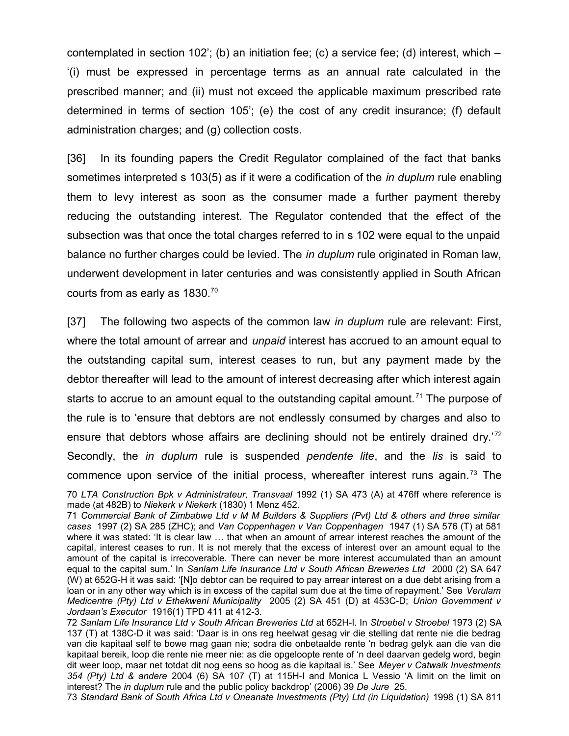contemplated in section 102'; (b) an initiation fee; (c) a service fee; (d) interest, which – '(i) must be expressed in percentage terms as an annual rate calculated in the prescribed manner; and (ii) must not exceed the applicable maximum prescribed rate determined in terms of section 105'; (e) the cost of any credit insurance; (f) default administration charges; and (g) collection costs.

[36] In its founding papers the Credit Regulator complained of the fact that banks sometimes interpreted s 103(5) as if it were a codification of the *in duplum* rule enabling them to levy interest as soon as the consumer made a further payment thereby reducing the outstanding interest. The Regulator contended that the effect of the subsection was that once the total charges referred to in s 102 were equal to the unpaid balance no further charges could be levied. The *in duplum* rule originated in Roman law, underwent development in later centuries and was consistently applied in South African courts from as early as 1830.[70]

[37] The following two aspects of the common law *in duplum* rule are relevant: First, where the total amount of arrear and *unpaid* interest has accrued to an amount equal to the outstanding capital sum, interest ceases to run, but any payment made by the debtor thereafter will lead to the amount of interest decreasing after which interest again starts to accrue to an amount equal to the outstanding capital amount.[71] The purpose of the rule is to 'ensure that debtors are not endlessly consumed by charges and also to ensure that debtors whose affairs are declining should not be entirely drained dry.'[72] Secondly, the *in duplum* rule is suspended *pendente lite*, and the *lis* is said to commence upon service of the initial process, whereafter interest runs again.[73] The

---

70 *LTA Construction Bpk v Administrateur, Transvaal* 1992 (1) SA 473 (A) at 476ff where reference is made (at 482B) to *Niekerk v Niekerk* (1830) 1 Menz 452.

71 *Commercial Bank of Zimbabwe Ltd v M M Builders & Suppliers (Pvt) Ltd & others and three similar cases* 1997 (2) SA 285 (ZHC); and *Van Coppenhagen v Van Coppenhagen* 1947 (1) SA 576 (T) at 581 where it was stated: 'It is clear law … that when an amount of arrear interest reaches the amount of the capital, interest ceases to run. It is not merely that the excess of interest over an amount equal to the amount of the capital is irrecoverable. There can never be more interest accumulated than an amount equal to the capital sum.' In *Sanlam Life Insurance Ltd v South African Breweries Ltd* 2000 (2) SA 647 (W) at 652G-H it was said: '[N]o debtor can be required to pay arrear interest on a due debt arising from a loan or in any other way which is in excess of the capital sum due at the time of repayment.' See *Verulam Medicentre (Pty) Ltd v Ethekweni Municipality* 2005 (2) SA 451 (D) at 453C-D; *Union Government v Jordaan's Executor* 1916(1) TPD 411 at 412-3.

72 *Sanlam Life Insurance Ltd v South African Breweries Ltd* at 652H-I. In *Stroebel v Stroebel* 1973 (2) SA 137 (T) at 138C-D it was said: 'Daar is in ons reg heelwat gesag vir die stelling dat rente nie die bedrag van die kapitaal self te bowe mag gaan nie; sodra die onbetaalde rente 'n bedrag gelyk aan die van die kapitaal bereik, loop die rente nie meer nie: as die opgeloopte rente of 'n deel daarvan gedelg word, begin dit weer loop, maar net totdat dit nog eens so hoog as die kapitaal is.' See *Meyer v Catwalk Investments 354 (Pty) Ltd & andere* 2004 (6) SA 107 (T) at 115H-I and Monica L Vessio 'A limit on the limit on interest? The *in duplum* rule and the public policy backdrop' (2006) 39 *De Jure* 25.

73 *Standard Bank of South Africa Ltd v Oneanate Investments (Pty) Ltd (in Liquidation)* 1998 (1) SA 811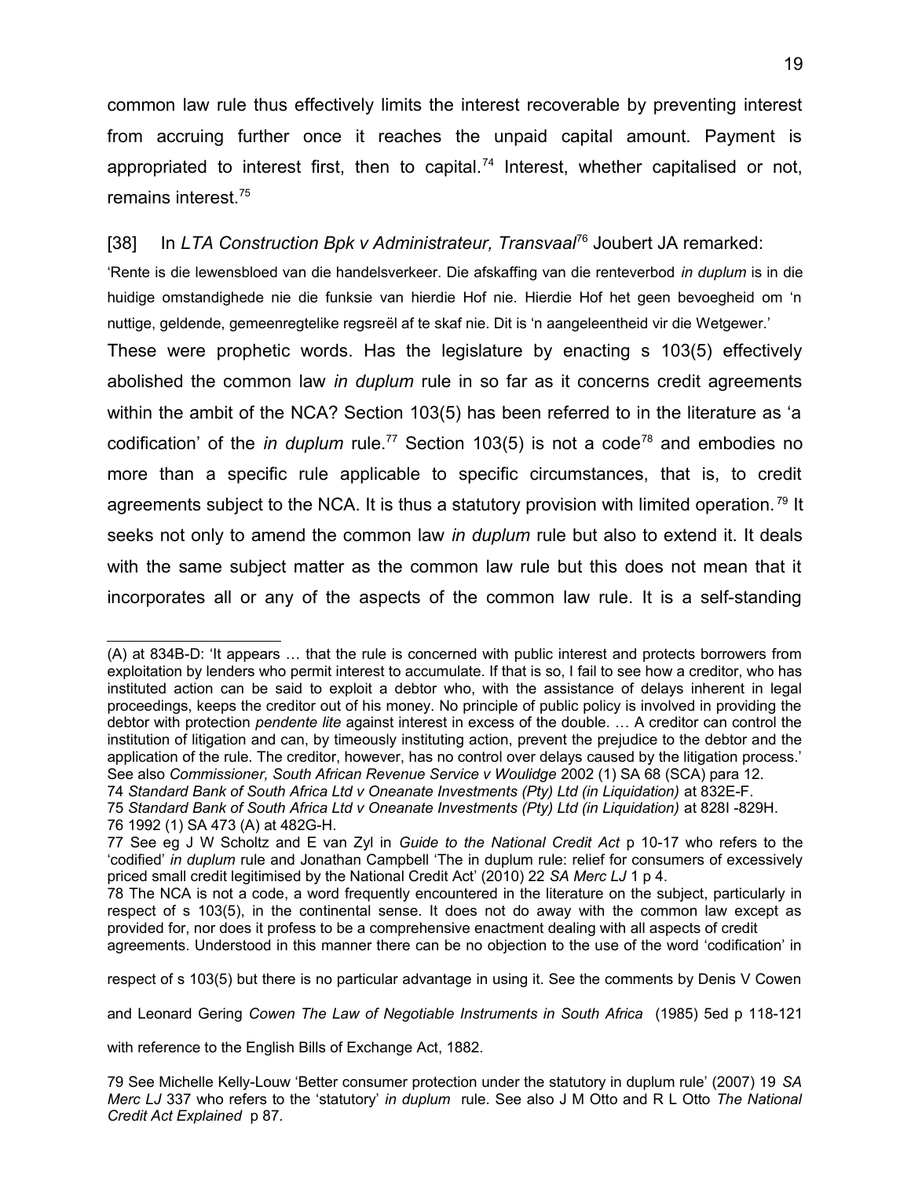common law rule thus effectively limits the interest recoverable by preventing interest from accruing further once it reaches the unpaid capital amount. Payment is appropriated to interest first, then to capital.[74] Interest, whether capitalised or not, remains interest.[75]

[38] In *LTA Construction Bpk v Administrateur, Transvaal*[76] Joubert JA remarked:

'Rente is die lewensbloed van die handelsverkeer. Die afskaffing van die renteverbod *in duplum* is in die huidige omstandighede nie die funksie van hierdie Hof nie. Hierdie Hof het geen bevoegheid om 'n nuttige, geldende, gemeenregtelike regsreël af te skaf nie. Dit is 'n aangeleentheid vir die Wetgewer.'

These were prophetic words. Has the legislature by enacting s 103(5) effectively abolished the common law *in duplum* rule in so far as it concerns credit agreements within the ambit of the NCA? Section 103(5) has been referred to in the literature as 'a codification' of the *in duplum* rule.[77] Section 103(5) is not a code[78] and embodies no more than a specific rule applicable to specific circumstances, that is, to credit agreements subject to the NCA. It is thus a statutory provision with limited operation.[79] It seeks not only to amend the common law *in duplum* rule but also to extend it. It deals with the same subject matter as the common law rule but this does not mean that it incorporates all or any of the aspects of the common law rule. It is a self-standing

---

(A) at 834B-D: 'It appears … that the rule is concerned with public interest and protects borrowers from exploitation by lenders who permit interest to accumulate. If that is so, I fail to see how a creditor, who has instituted action can be said to exploit a debtor who, with the assistance of delays inherent in legal proceedings, keeps the creditor out of his money. No principle of public policy is involved in providing the debtor with protection *pendente lite* against interest in excess of the double. … A creditor can control the institution of litigation and can, by timeously instituting action, prevent the prejudice to the debtor and the application of the rule. The creditor, however, has no control over delays caused by the litigation process.' See also *Commissioner, South African Revenue Service v Woulidge* 2002 (1) SA 68 (SCA) para 12.

74 *Standard Bank of South Africa Ltd v Oneanate Investments (Pty) Ltd (in Liquidation)* at 832E-F.

75 *Standard Bank of South Africa Ltd v Oneanate Investments (Pty) Ltd (in Liquidation)* at 828I -829H.

76 1992 (1) SA 473 (A) at 482G-H.

77 See eg J W Scholtz and E van Zyl in *Guide to the National Credit Act* p 10-17 who refers to the 'codified' *in duplum* rule and Jonathan Campbell 'The in duplum rule: relief for consumers of excessively priced small credit legitimised by the National Credit Act' (2010) 22 *SA Merc LJ* 1 p 4.

78 The NCA is not a code, a word frequently encountered in the literature on the subject, particularly in respect of s 103(5), in the continental sense. It does not do away with the common law except as provided for, nor does it profess to be a comprehensive enactment dealing with all aspects of credit agreements. Understood in this manner there can be no objection to the use of the word 'codification' in respect of s 103(5) but there is no particular advantage in using it. See the comments by Denis V Cowen and Leonard Gering *Cowen The Law of Negotiable Instruments in South Africa* (1985) 5ed p 118-121 with reference to the English Bills of Exchange Act, 1882.

79 See Michelle Kelly-Louw 'Better consumer protection under the statutory in duplum rule' (2007) 19 *SA Merc LJ* 337 who refers to the 'statutory' *in duplum* rule. See also J M Otto and R L Otto *The National Credit Act Explained* p 87.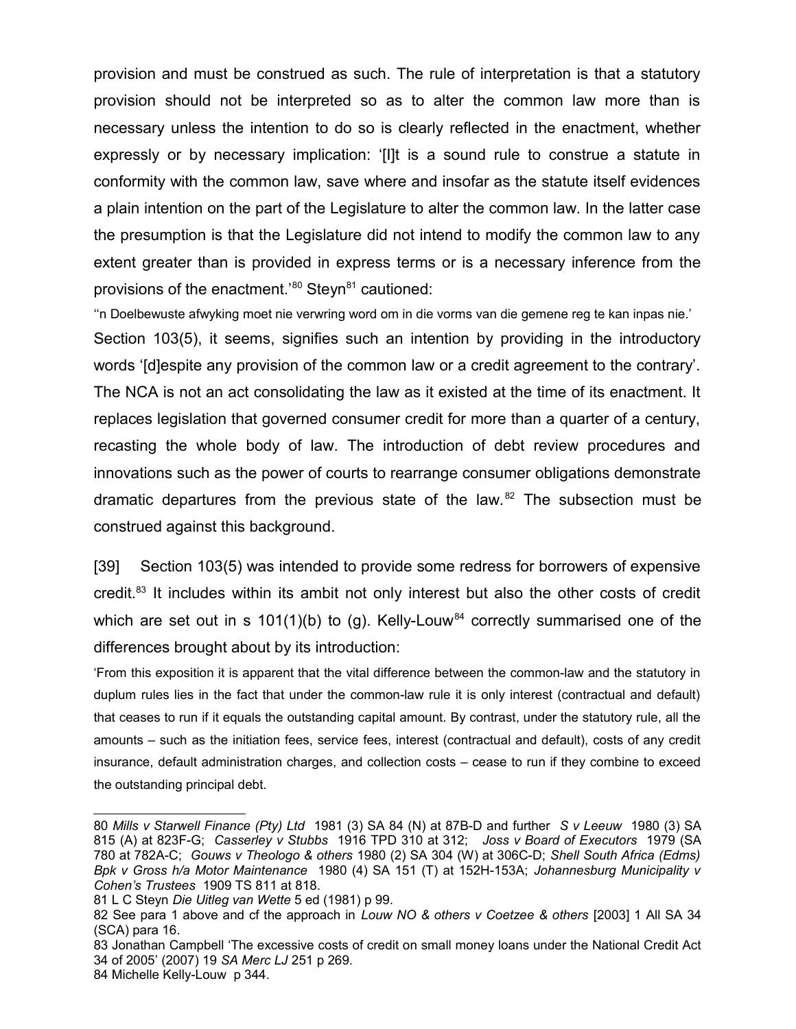provision and must be construed as such. The rule of interpretation is that a statutory provision should not be interpreted so as to alter the common law more than is necessary unless the intention to do so is clearly reflected in the enactment, whether expressly or by necessary implication: '[I]t is a sound rule to construe a statute in conformity with the common law, save where and insofar as the statute itself evidences a plain intention on the part of the Legislature to alter the common law. In the latter case the presumption is that the Legislature did not intend to modify the common law to any extent greater than is provided in express terms or is a necessary inference from the provisions of the enactment.'[80] Steyn[81] cautioned:

''n Doelbewuste afwyking moet nie verwring word om in die vorms van die gemene reg te kan inpas nie.'

Section 103(5), it seems, signifies such an intention by providing in the introductory words '[d]espite any provision of the common law or a credit agreement to the contrary'. The NCA is not an act consolidating the law as it existed at the time of its enactment. It replaces legislation that governed consumer credit for more than a quarter of a century, recasting the whole body of law. The introduction of debt review procedures and innovations such as the power of courts to rearrange consumer obligations demonstrate dramatic departures from the previous state of the law.[82] The subsection must be construed against this background.

[39] Section 103(5) was intended to provide some redress for borrowers of expensive credit.[83] It includes within its ambit not only interest but also the other costs of credit which are set out in s 101(1)(b) to (g). Kelly-Louw[84] correctly summarised one of the differences brought about by its introduction:

'From this exposition it is apparent that the vital difference between the common-law and the statutory in duplum rules lies in the fact that under the common-law rule it is only interest (contractual and default) that ceases to run if it equals the outstanding capital amount. By contrast, under the statutory rule, all the amounts – such as the initiation fees, service fees, interest (contractual and default), costs of any credit insurance, default administration charges, and collection costs – cease to run if they combine to exceed the outstanding principal debt.

---

80 *Mills v Starwell Finance (Pty) Ltd* 1981 (3) SA 84 (N) at 87B-D and further *S v Leeuw* 1980 (3) SA 815 (A) at 823F-G; *Casserley v Stubbs* 1916 TPD 310 at 312; *Joss v Board of Executors* 1979 (SA 780 at 782A-C; *Gouws v Theologo & others* 1980 (2) SA 304 (W) at 306C-D; *Shell South Africa (Edms) Bpk v Gross h/a Motor Maintenance* 1980 (4) SA 151 (T) at 152H-153A; *Johannesburg Municipality v Cohen's Trustees* 1909 TS 811 at 818.

81 L C Steyn *Die Uitleg van Wette* 5 ed (1981) p 99.

82 See para 1 above and cf the approach in *Louw NO & others v Coetzee & others* [2003] 1 All SA 34 (SCA) para 16.

83 Jonathan Campbell 'The excessive costs of credit on small money loans under the National Credit Act 34 of 2005' (2007) 19 *SA Merc LJ* 251 p 269.

84 Michelle Kelly-Louw p 344.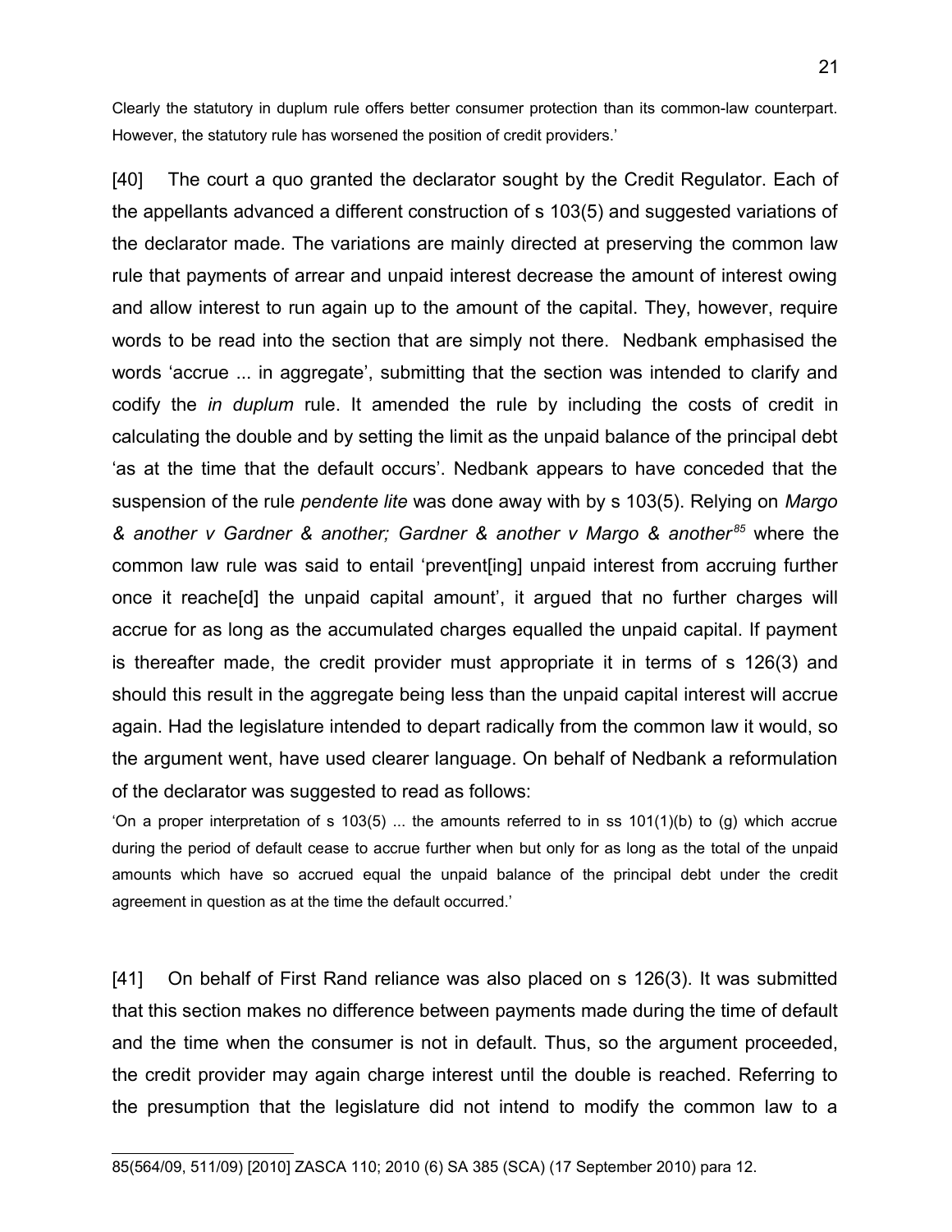Clearly the statutory in duplum rule offers better consumer protection than its common-law counterpart. However, the statutory rule has worsened the position of credit providers.'

[40] The court a quo granted the declarator sought by the Credit Regulator. Each of the appellants advanced a different construction of s 103(5) and suggested variations of the declarator made. The variations are mainly directed at preserving the common law rule that payments of arrear and unpaid interest decrease the amount of interest owing and allow interest to run again up to the amount of the capital. They, however, require words to be read into the section that are simply not there. Nedbank emphasised the words 'accrue ... in aggregate', submitting that the section was intended to clarify and codify the *in duplum* rule. It amended the rule by including the costs of credit in calculating the double and by setting the limit as the unpaid balance of the principal debt 'as at the time that the default occurs'. Nedbank appears to have conceded that the suspension of the rule *pendente lite* was done away with by s 103(5). Relying on *Margo & another v Gardner & another; Gardner & another v Margo & another*[85] where the common law rule was said to entail 'prevent[ing] unpaid interest from accruing further once it reache[d] the unpaid capital amount', it argued that no further charges will accrue for as long as the accumulated charges equalled the unpaid capital. If payment is thereafter made, the credit provider must appropriate it in terms of s 126(3) and should this result in the aggregate being less than the unpaid capital interest will accrue again. Had the legislature intended to depart radically from the common law it would, so the argument went, have used clearer language. On behalf of Nedbank a reformulation of the declarator was suggested to read as follows:

'On a proper interpretation of s 103(5) ... the amounts referred to in ss 101(1)(b) to (g) which accrue during the period of default cease to accrue further when but only for as long as the total of the unpaid amounts which have so accrued equal the unpaid balance of the principal debt under the credit agreement in question as at the time the default occurred.'

[41] On behalf of First Rand reliance was also placed on s 126(3). It was submitted that this section makes no difference between payments made during the time of default and the time when the consumer is not in default. Thus, so the argument proceeded, the credit provider may again charge interest until the double is reached. Referring to the presumption that the legislature did not intend to modify the common law to a

---

85(564/09, 511/09) [2010] ZASCA 110; 2010 (6) SA 385 (SCA) (17 September 2010) para 12.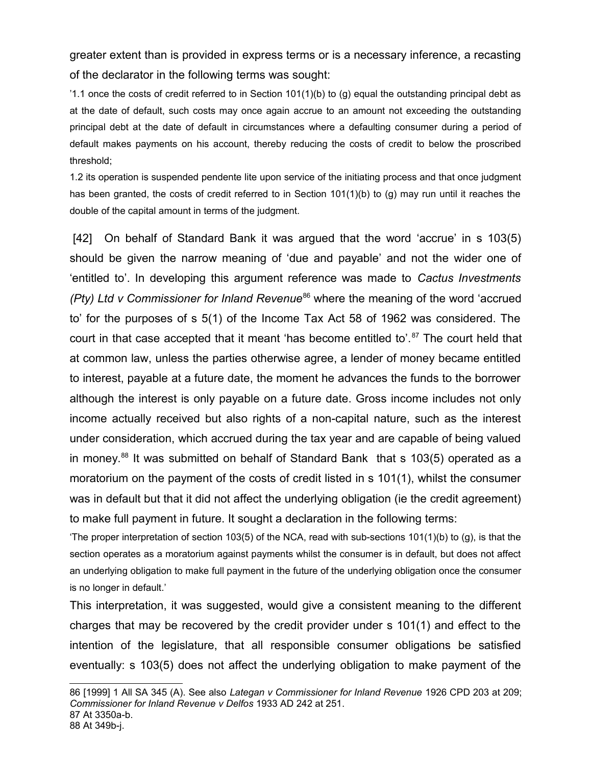greater extent than is provided in express terms or is a necessary inference, a recasting of the declarator in the following terms was sought:

> '1.1 once the costs of credit referred to in Section 101(1)(b) to (g) equal the outstanding principal debt as at the date of default, such costs may once again accrue to an amount not exceeding the outstanding principal debt at the date of default in circumstances where a defaulting consumer during a period of default makes payments on his account, thereby reducing the costs of credit to below the proscribed threshold;
>
> 1.2 its operation is suspended pendente lite upon service of the initiating process and that once judgment has been granted, the costs of credit referred to in Section 101(1)(b) to (g) may run until it reaches the double of the capital amount in terms of the judgment.

[42] On behalf of Standard Bank it was argued that the word 'accrue' in s 103(5) should be given the narrow meaning of 'due and payable' and not the wider one of 'entitled to'. In developing this argument reference was made to *Cactus Investments (Pty) Ltd v Commissioner for Inland Revenue*[86] where the meaning of the word 'accrued to' for the purposes of s 5(1) of the Income Tax Act 58 of 1962 was considered. The court in that case accepted that it meant 'has become entitled to'.[87] The court held that at common law, unless the parties otherwise agree, a lender of money became entitled to interest, payable at a future date, the moment he advances the funds to the borrower although the interest is only payable on a future date. Gross income includes not only income actually received but also rights of a non-capital nature, such as the interest under consideration, which accrued during the tax year and are capable of being valued in money.[88] It was submitted on behalf of Standard Bank that s 103(5) operated as a moratorium on the payment of the costs of credit listed in s 101(1), whilst the consumer was in default but that it did not affect the underlying obligation (ie the credit agreement) to make full payment in future. It sought a declaration in the following terms:

> 'The proper interpretation of section 103(5) of the NCA, read with sub-sections 101(1)(b) to (g), is that the section operates as a moratorium against payments whilst the consumer is in default, but does not affect an underlying obligation to make full payment in the future of the underlying obligation once the consumer is no longer in default.'

This interpretation, it was suggested, would give a consistent meaning to the different charges that may be recovered by the credit provider under s 101(1) and effect to the intention of the legislature, that all responsible consumer obligations be satisfied eventually: s 103(5) does not affect the underlying obligation to make payment of the

---

86 [1999] 1 All SA 345 (A). See also *Lategan v Commissioner for Inland Revenue* 1926 CPD 203 at 209; *Commissioner for Inland Revenue v Delfos* 1933 AD 242 at 251.

87 At 3350a-b.

88 At 349b-j.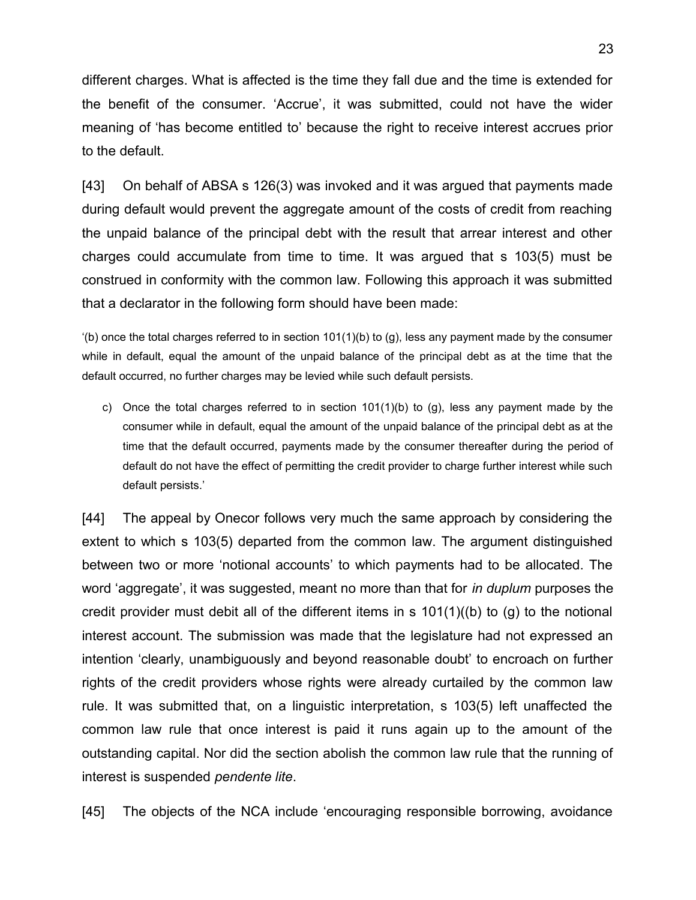different charges. What is affected is the time they fall due and the time is extended for the benefit of the consumer. 'Accrue', it was submitted, could not have the wider meaning of 'has become entitled to' because the right to receive interest accrues prior to the default.

[43] On behalf of ABSA s 126(3) was invoked and it was argued that payments made during default would prevent the aggregate amount of the costs of credit from reaching the unpaid balance of the principal debt with the result that arrear interest and other charges could accumulate from time to time. It was argued that s 103(5) must be construed in conformity with the common law. Following this approach it was submitted that a declarator in the following form should have been made:

> '(b) once the total charges referred to in section 101(1)(b) to (g), less any payment made by the consumer while in default, equal the amount of the unpaid balance of the principal debt as at the time that the default occurred, no further charges may be levied while such default persists.
>
> c) Once the total charges referred to in section 101(1)(b) to (g), less any payment made by the consumer while in default, equal the amount of the unpaid balance of the principal debt as at the time that the default occurred, payments made by the consumer thereafter during the period of default do not have the effect of permitting the credit provider to charge further interest while such default persists.'

[44] The appeal by Onecor follows very much the same approach by considering the extent to which s 103(5) departed from the common law. The argument distinguished between two or more 'notional accounts' to which payments had to be allocated. The word 'aggregate', it was suggested, meant no more than that for *in duplum* purposes the credit provider must debit all of the different items in s 101(1)((b) to (g) to the notional interest account. The submission was made that the legislature had not expressed an intention 'clearly, unambiguously and beyond reasonable doubt' to encroach on further rights of the credit providers whose rights were already curtailed by the common law rule. It was submitted that, on a linguistic interpretation, s 103(5) left unaffected the common law rule that once interest is paid it runs again up to the amount of the outstanding capital. Nor did the section abolish the common law rule that the running of interest is suspended *pendente lite*.

[45] The objects of the NCA include 'encouraging responsible borrowing, avoidance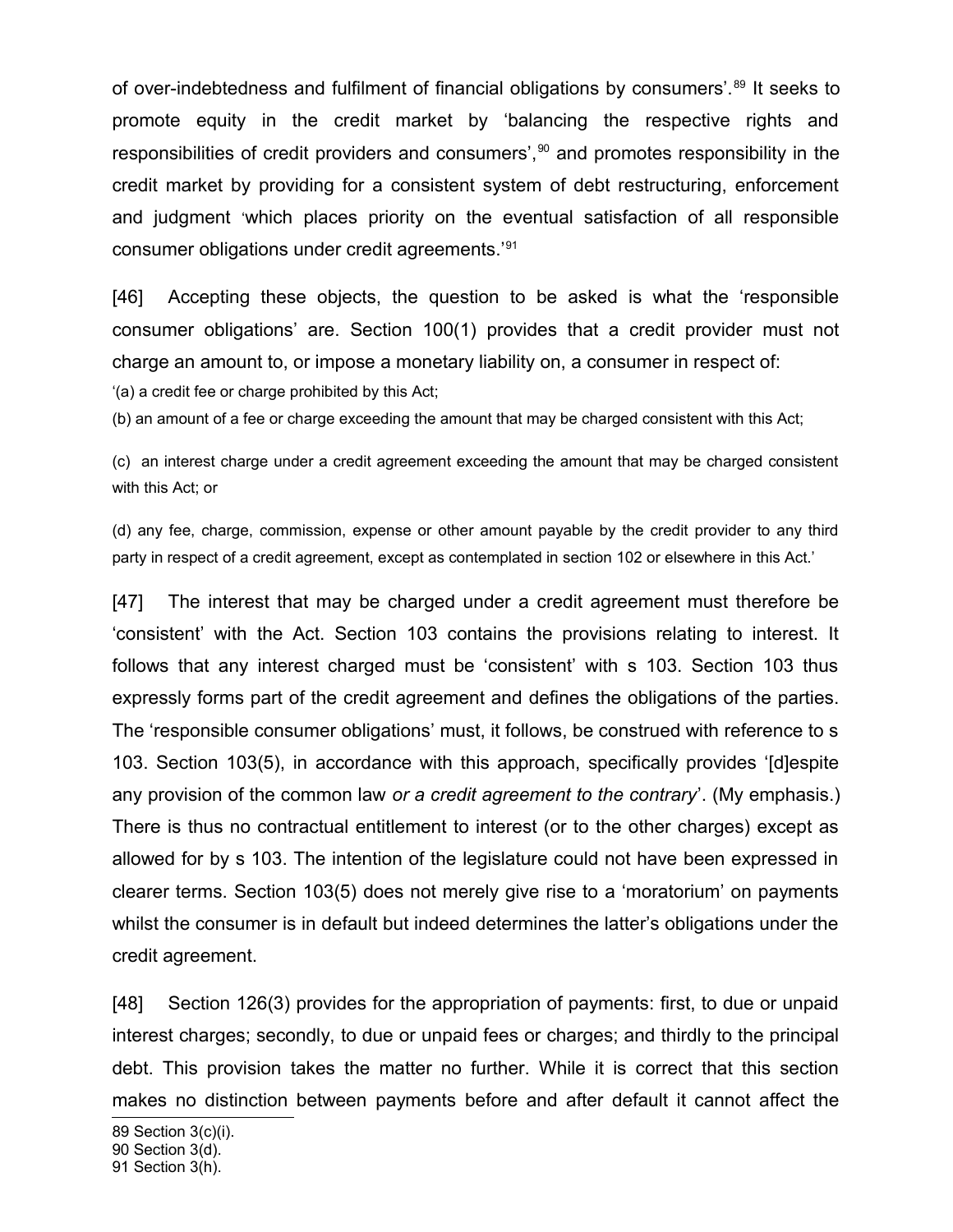of over-indebtedness and fulfilment of financial obligations by consumers'.[89] It seeks to promote equity in the credit market by 'balancing the respective rights and responsibilities of credit providers and consumers',[90] and promotes responsibility in the credit market by providing for a consistent system of debt restructuring, enforcement and judgment 'which places priority on the eventual satisfaction of all responsible consumer obligations under credit agreements.'[91]

[46] Accepting these objects, the question to be asked is what the 'responsible consumer obligations' are. Section 100(1) provides that a credit provider must not charge an amount to, or impose a monetary liability on, a consumer in respect of:

'(a) a credit fee or charge prohibited by this Act;

(b) an amount of a fee or charge exceeding the amount that may be charged consistent with this Act;

(c) an interest charge under a credit agreement exceeding the amount that may be charged consistent with this Act; or

(d) any fee, charge, commission, expense or other amount payable by the credit provider to any third party in respect of a credit agreement, except as contemplated in section 102 or elsewhere in this Act.'

[47] The interest that may be charged under a credit agreement must therefore be 'consistent' with the Act. Section 103 contains the provisions relating to interest. It follows that any interest charged must be 'consistent' with s 103. Section 103 thus expressly forms part of the credit agreement and defines the obligations of the parties. The 'responsible consumer obligations' must, it follows, be construed with reference to s 103. Section 103(5), in accordance with this approach, specifically provides '[d]espite any provision of the common law *or a credit agreement to the contrary*'. (My emphasis.) There is thus no contractual entitlement to interest (or to the other charges) except as allowed for by s 103. The intention of the legislature could not have been expressed in clearer terms. Section 103(5) does not merely give rise to a 'moratorium' on payments whilst the consumer is in default but indeed determines the latter's obligations under the credit agreement.

[48] Section 126(3) provides for the appropriation of payments: first, to due or unpaid interest charges; secondly, to due or unpaid fees or charges; and thirdly to the principal debt. This provision takes the matter no further. While it is correct that this section makes no distinction between payments before and after default it cannot affect the

89 Section 3(c)(i).

90 Section 3(d).

91 Section 3(h).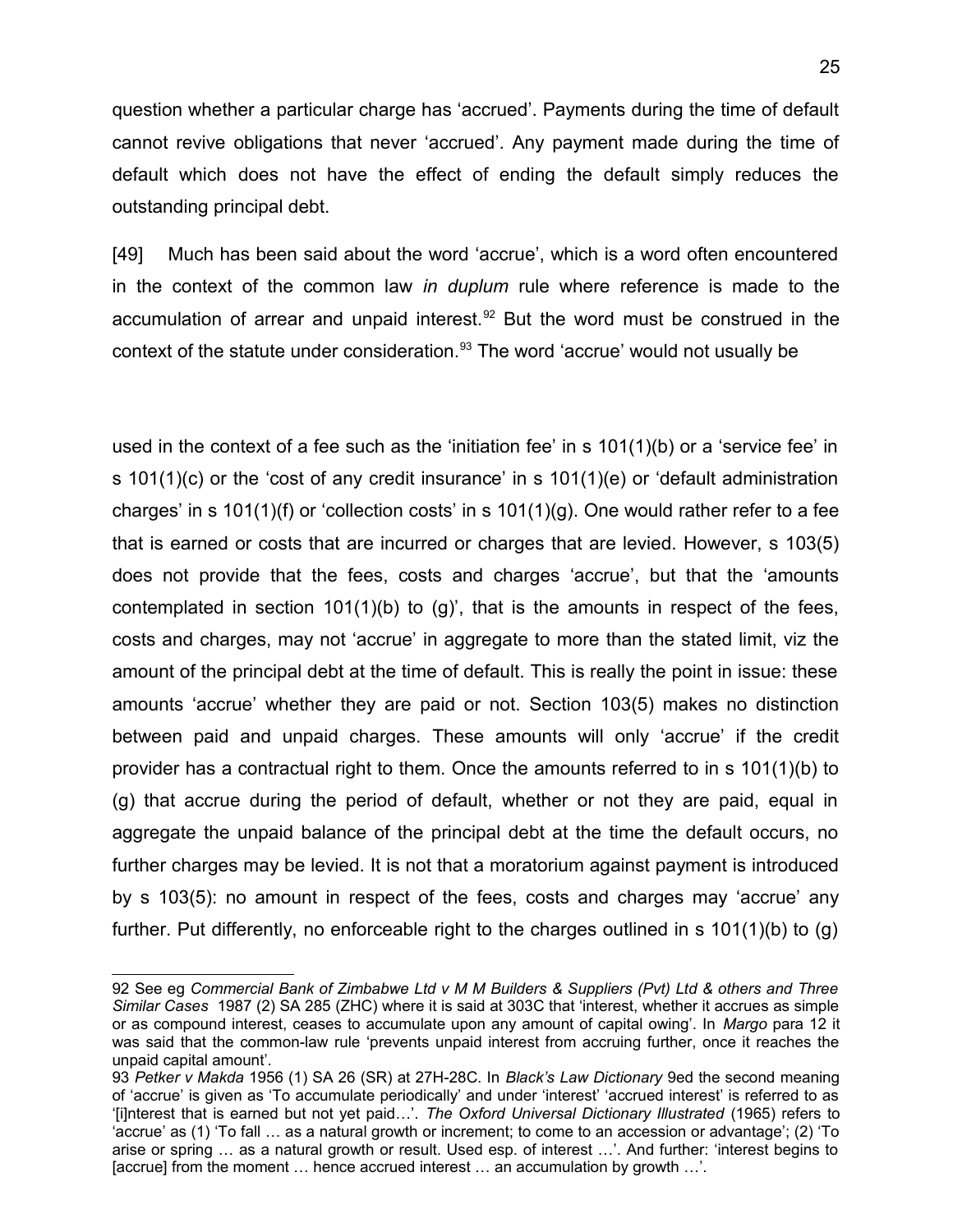question whether a particular charge has 'accrued'. Payments during the time of default cannot revive obligations that never 'accrued'. Any payment made during the time of default which does not have the effect of ending the default simply reduces the outstanding principal debt.

[49] Much has been said about the word 'accrue', which is a word often encountered in the context of the common law *in duplum* rule where reference is made to the accumulation of arrear and unpaid interest.[92] But the word must be construed in the context of the statute under consideration.[93] The word 'accrue' would not usually be used in the context of a fee such as the 'initiation fee' in s 101(1)(b) or a 'service fee' in s 101(1)(c) or the 'cost of any credit insurance' in s 101(1)(e) or 'default administration charges' in s 101(1)(f) or 'collection costs' in s 101(1)(g). One would rather refer to a fee that is earned or costs that are incurred or charges that are levied. However, s 103(5) does not provide that the fees, costs and charges 'accrue', but that the 'amounts contemplated in section 101(1)(b) to (g)', that is the amounts in respect of the fees, costs and charges, may not 'accrue' in aggregate to more than the stated limit, viz the amount of the principal debt at the time of default. This is really the point in issue: these amounts 'accrue' whether they are paid or not. Section 103(5) makes no distinction between paid and unpaid charges. These amounts will only 'accrue' if the credit provider has a contractual right to them. Once the amounts referred to in s 101(1)(b) to (g) that accrue during the period of default, whether or not they are paid, equal in aggregate the unpaid balance of the principal debt at the time the default occurs, no further charges may be levied. It is not that a moratorium against payment is introduced by s 103(5): no amount in respect of the fees, costs and charges may 'accrue' any further. Put differently, no enforceable right to the charges outlined in s 101(1)(b) to (g)

---

92 See eg *Commercial Bank of Zimbabwe Ltd v M M Builders & Suppliers (Pvt) Ltd & others and Three Similar Cases* 1987 (2) SA 285 (ZHC) where it is said at 303C that 'interest, whether it accrues as simple or as compound interest, ceases to accumulate upon any amount of capital owing'. In *Margo* para 12 it was said that the common-law rule 'prevents unpaid interest from accruing further, once it reaches the unpaid capital amount'.

93 *Petker v Makda* 1956 (1) SA 26 (SR) at 27H-28C. In *Black's Law Dictionary* 9ed the second meaning of 'accrue' is given as 'To accumulate periodically' and under 'interest' 'accrued interest' is referred to as '[i]nterest that is earned but not yet paid…'. *The Oxford Universal Dictionary Illustrated* (1965) refers to 'accrue' as (1) 'To fall … as a natural growth or increment; to come to an accession or advantage'; (2) 'To arise or spring … as a natural growth or result. Used esp. of interest …'. And further: 'interest begins to [accrue] from the moment … hence accrued interest … an accumulation by growth …'.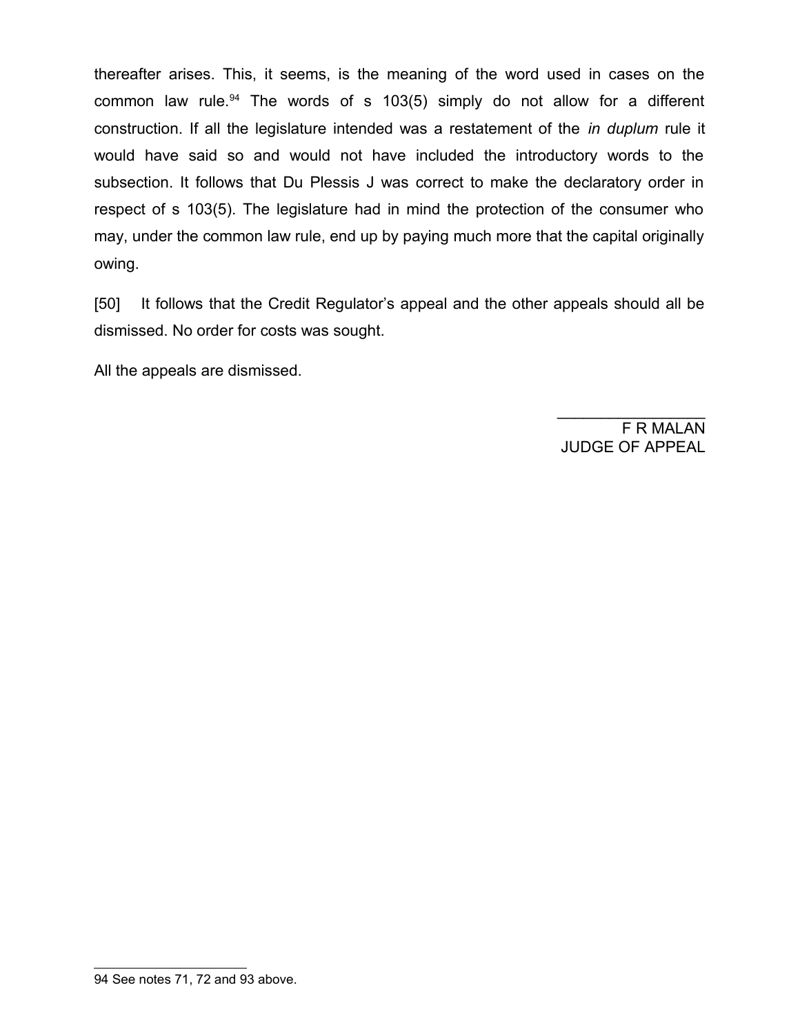thereafter arises. This, it seems, is the meaning of the word used in cases on the common law rule.[94] The words of s 103(5) simply do not allow for a different construction. If all the legislature intended was a restatement of the *in duplum* rule it would have said so and would not have included the introductory words to the subsection. It follows that Du Plessis J was correct to make the declaratory order in respect of s 103(5). The legislature had in mind the protection of the consumer who may, under the common law rule, end up by paying much more that the capital originally owing.

[50] It follows that the Credit Regulator's appeal and the other appeals should all be dismissed. No order for costs was sought.

All the appeals are dismissed.

\_\_\_\_\_\_\_\_\_\_\_\_\_\_\_\_\_\_

F R MALAN
JUDGE OF APPEAL

---

94 See notes 71, 72 and 93 above.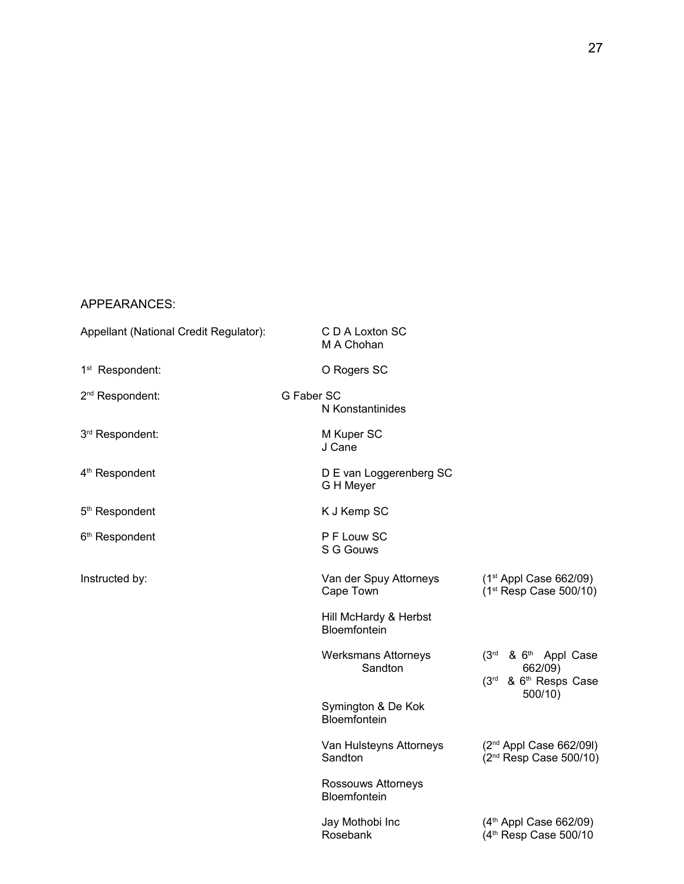APPEARANCES:

| | | |
|---|---|---|
| Appellant (National Credit Regulator): | C D A Loxton SC<br>M A Chohan | |
| 1st Respondent: | O Rogers SC | |
| 2nd Respondent: | G Faber SC<br>N Konstantinides | |
| 3rd Respondent: | M Kuper SC<br>J Cane | |
| 4th Respondent | D E van Loggerenberg SC<br>G H Meyer | |
| 5th Respondent | K J Kemp SC | |
| 6th Respondent | P F Louw SC<br>S G Gouws | |
| Instructed by: | Van der Spuy Attorneys<br>Cape Town | (1st Appl Case 662/09)<br>(1st Resp Case 500/10) |
| | Hill McHardy & Herbst<br>Bloemfontein | |
| | Werksmans Attorneys<br>Sandton | (3rd & 6th Appl Case 662/09)<br>(3rd & 6th Resps Case 500/10) |
| | Symington & De Kok<br>Bloemfontein | |
| | Van Hulsteyns Attorneys<br>Sandton | (2nd Appl Case 662/09l)<br>(2nd Resp Case 500/10) |
| | Rossouws Attorneys<br>Bloemfontein | |
| | Jay Mothobi Inc<br>Rosebank | (4th Appl Case 662/09)<br>(4th Resp Case 500/10 |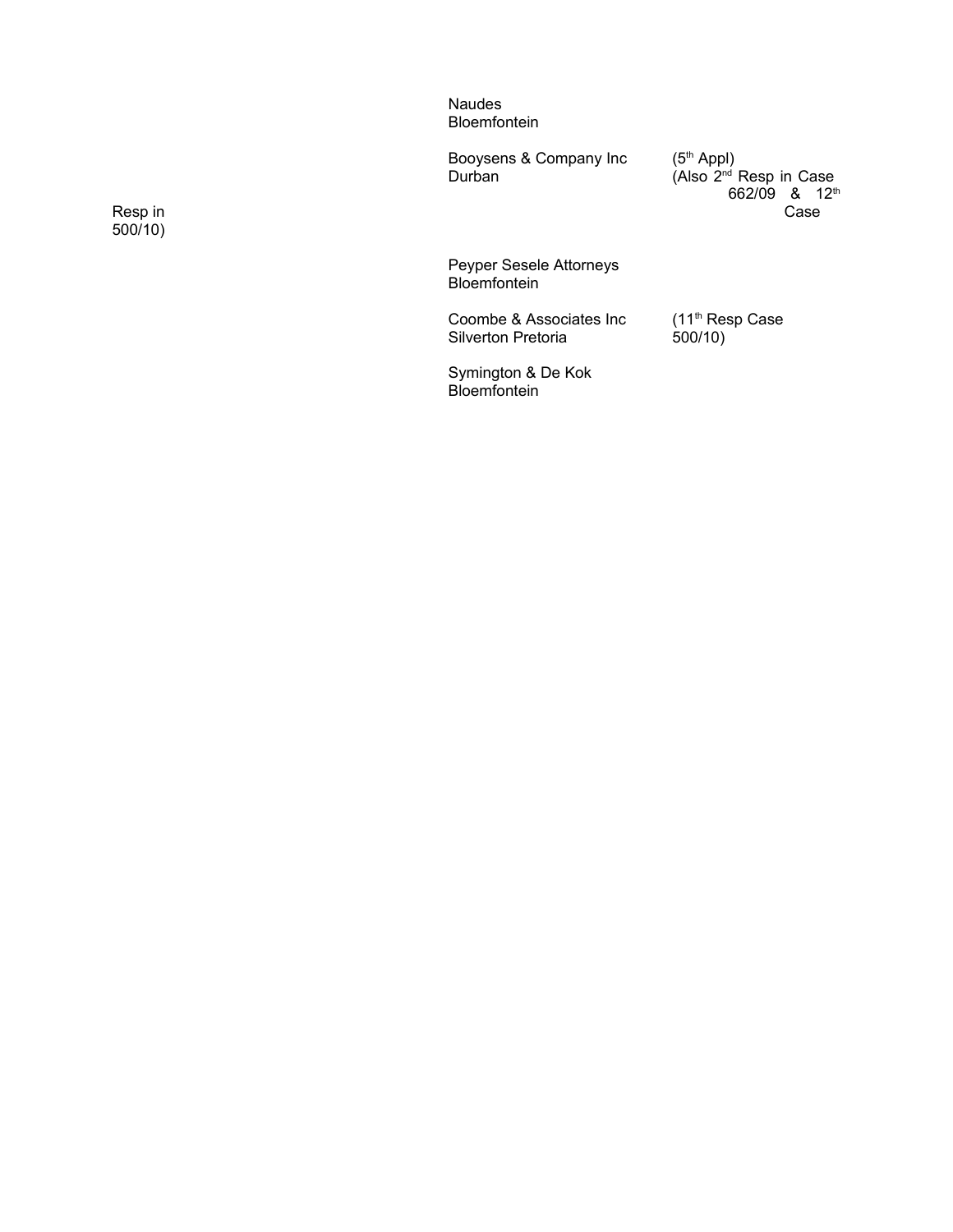Naudes
Bloemfontein

Booysens & Company Inc
Durban

(5th Appl)
(Also 2nd Resp in Case 662/09 & 12th Resp in Case 500/10)

Peyper Sesele Attorneys
Bloemfontein

Coombe & Associates Inc
Silverton Pretoria

(11th Resp Case 500/10)

Symington & De Kok
Bloemfontein